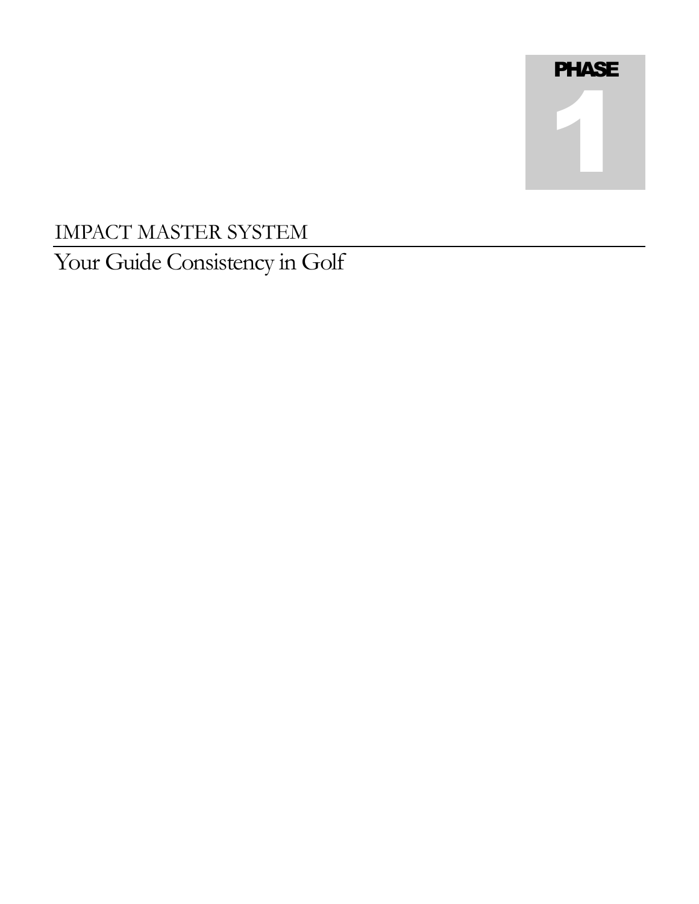**PHASE**

**1**

# IMPACT MASTER SYSTEM

## Your Guide Consistency in Golf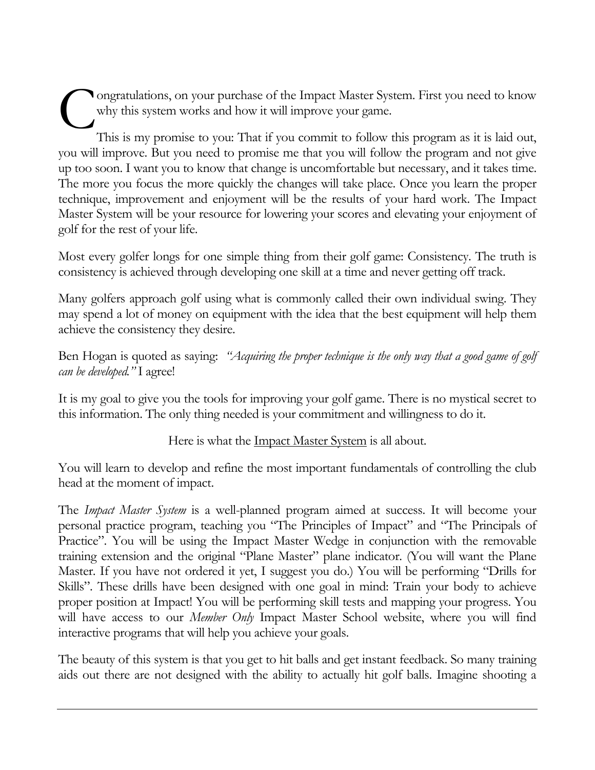Congratulations, on your purchase of the Impact Master System. First you need to know why this system works and how it will improve your game.

This is my promise to you: That if you commit to follow this program as it is laid out, you will improve. But you need to promise me that you will follow the program and not give up too soon. I want you to know that change is uncomfortable but necessary, and it takes time. The more you focus the more quickly the changes will take place. Once you learn the proper technique, improvement and enjoyment will be the results of your hard work. The Impact Master System will be your resource for lowering your scores and elevating your enjoyment of golf for the rest of your life.

Most every golfer longs for one simple thing from their golf game: Consistency. The truth is consistency is achieved through developing one skill at a time and never getting off track.

Many golfers approach golf using what is commonly called their own individual swing. They may spend a lot of money on equipment with the idea that the best equipment will help them achieve the consistency they desire.

Ben Hogan is quoted as saying: *"Acquiring the proper technique is the only way that a good game of golf can be developed."* I agree!

It is my goal to give you the tools for improving your golf game. There is no mystical secret to this information. The only thing needed is your commitment and willingness to do it.

Here is what the <u>Impact Master System</u> is all about.

You will learn to develop and refine the most important fundamentals of controlling the club head at the moment of impact.

The *Impact Master System* is a well-planned program aimed at success. It will become your personal practice program, teaching you "The Principles of Impact" and "The Principals of Practice". You will be using the Impact Master Wedge in conjunction with the removable training extension and the original "Plane Master" plane indicator. (You will want the Plane Master. If you have not ordered it yet, I suggest you do.) You will be performing "Drills for Skills". These drills have been designed with one goal in mind: Train your body to achieve proper position at Impact! You will be performing skill tests and mapping your progress. You will have access to our *Member Only* Impact Master School website, where you will find interactive programs that will help you achieve your goals.

The beauty of this system is that you get to hit balls and get instant feedback. So many training aids out there are not designed with the ability to actually hit golf balls. Imagine shooting a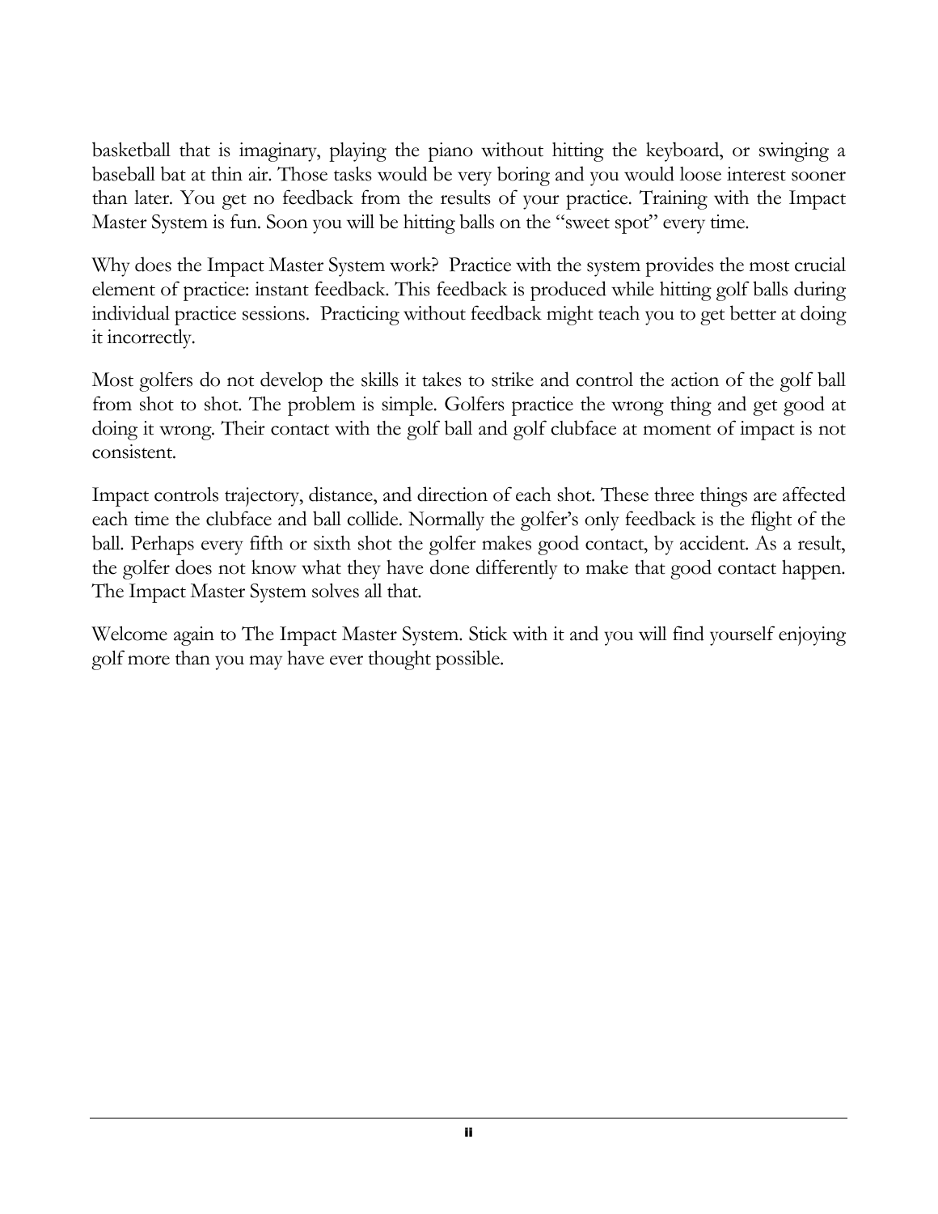basketball that is imaginary, playing the piano without hitting the keyboard, or swinging a baseball bat at thin air. Those tasks would be very boring and you would loose interest sooner than later. You get no feedback from the results of your practice. Training with the Impact Master System is fun. Soon you will be hitting balls on the "sweet spot" every time.

Why does the Impact Master System work? Practice with the system provides the most crucial element of practice: instant feedback. This feedback is produced while hitting golf balls during individual practice sessions. Practicing without feedback might teach you to get better at doing it incorrectly.

Most golfers do not develop the skills it takes to strike and control the action of the golf ball from shot to shot. The problem is simple. Golfers practice the wrong thing and get good at doing it wrong. Their contact with the golf ball and golf clubface at moment of impact is not consistent.

Impact controls trajectory, distance, and direction of each shot. These three things are affected each time the clubface and ball collide. Normally the golfer's only feedback is the flight of the ball. Perhaps every fifth or sixth shot the golfer makes good contact, by accident. As a result, the golfer does not know what they have done differently to make that good contact happen. The Impact Master System solves all that.

Welcome again to The Impact Master System. Stick with it and you will find yourself enjoying golf more than you may have ever thought possible.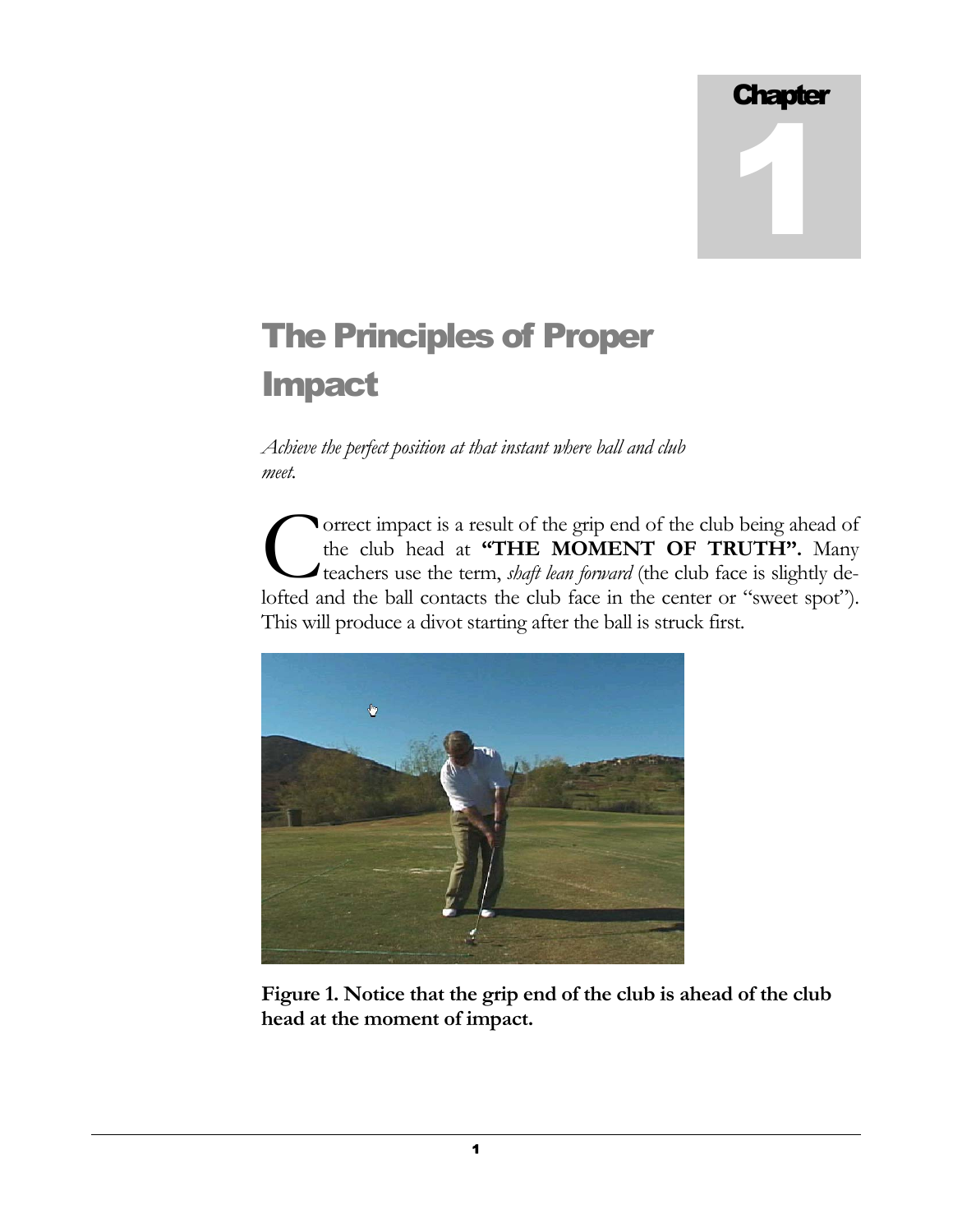Chapter 1

# The Principles of Proper Impact

*Achieve the perfect position at that instant where ball and club meet.*

Correct impact is a result of the grip end of the club being ahead of the club head at **"THE MOMENT OF TRUTH".** Many teachers use the term, *shaft lean forward* (the club face is slightly de-lofted and the ball contacts the club face in the center or "sweet spot"). This will produce a divot starting after the ball is struck first.

**Figure 1. Notice that the grip end of the club is ahead of the club head at the moment of impact.**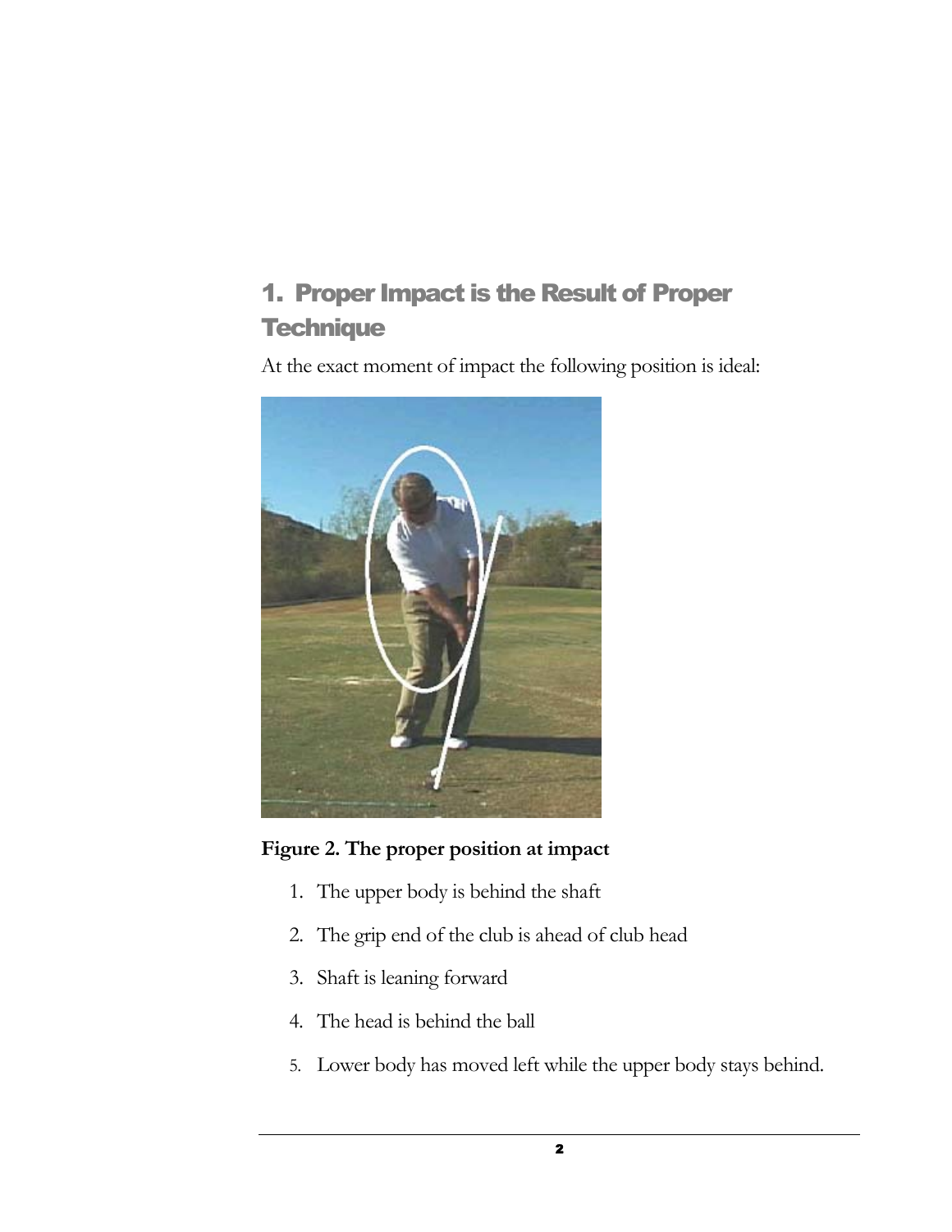# 1. Proper Impact is the Result of Proper Technique

At the exact moment of impact the following position is ideal:

**Figure 2. The proper position at impact**

1. The upper body is behind the shaft
2. The grip end of the club is ahead of club head
3. Shaft is leaning forward
4. The head is behind the ball
5. Lower body has moved left while the upper body stays behind.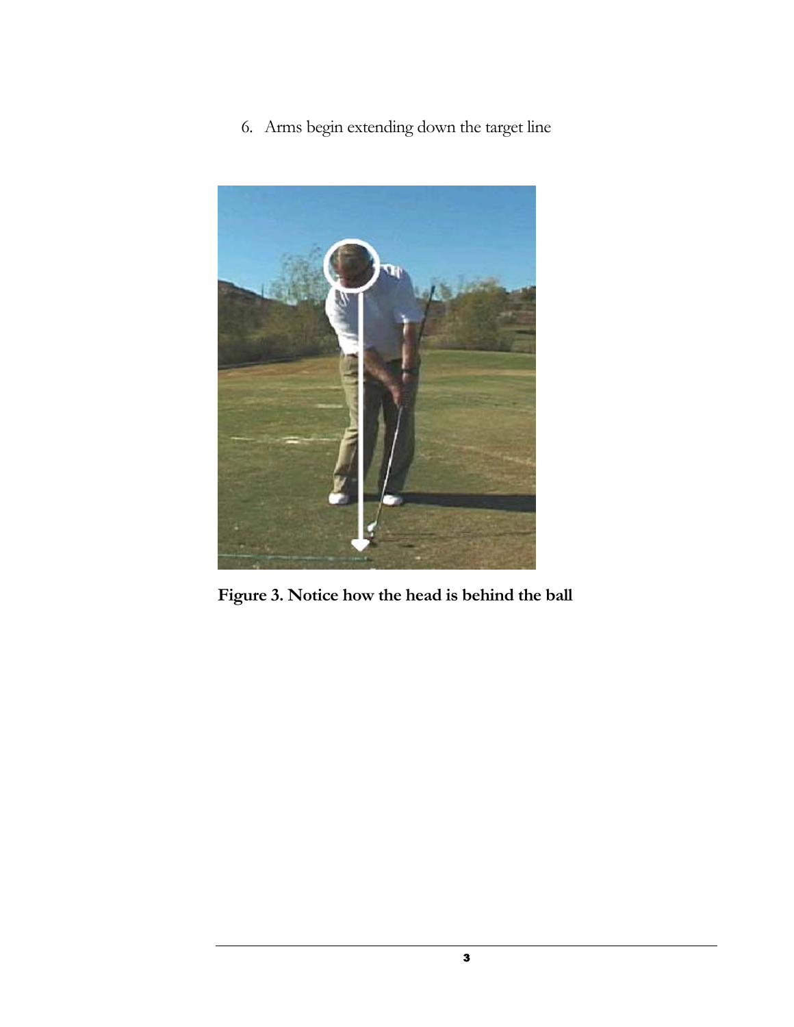6. Arms begin extending down the target line

**Figure 3. Notice how the head is behind the ball**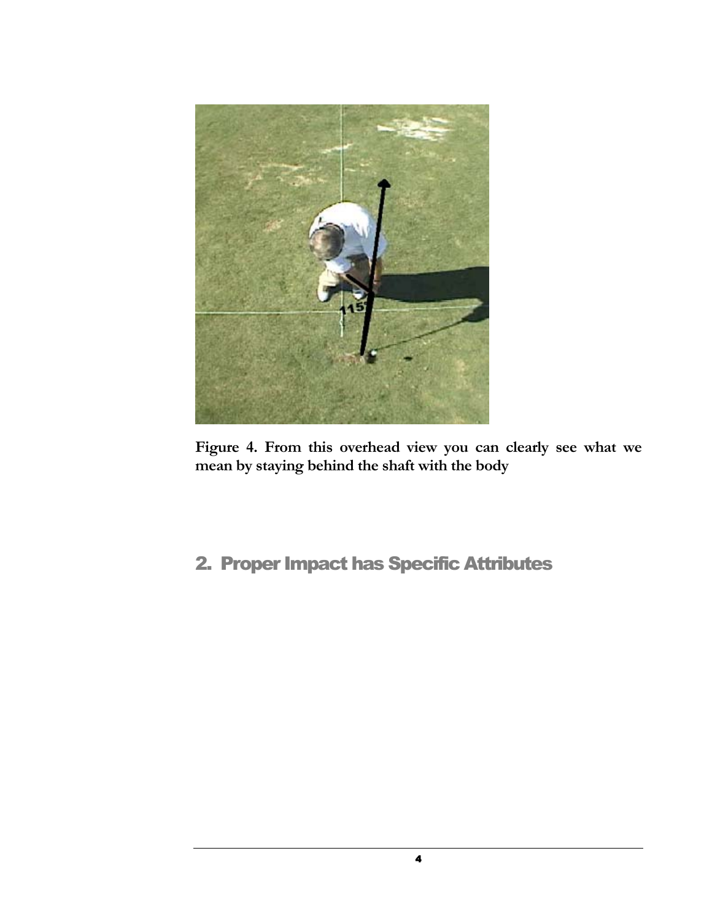**Figure 4. From this overhead view you can clearly see what we mean by staying behind the shaft with the body**

## 2. Proper Impact has Specific Attributes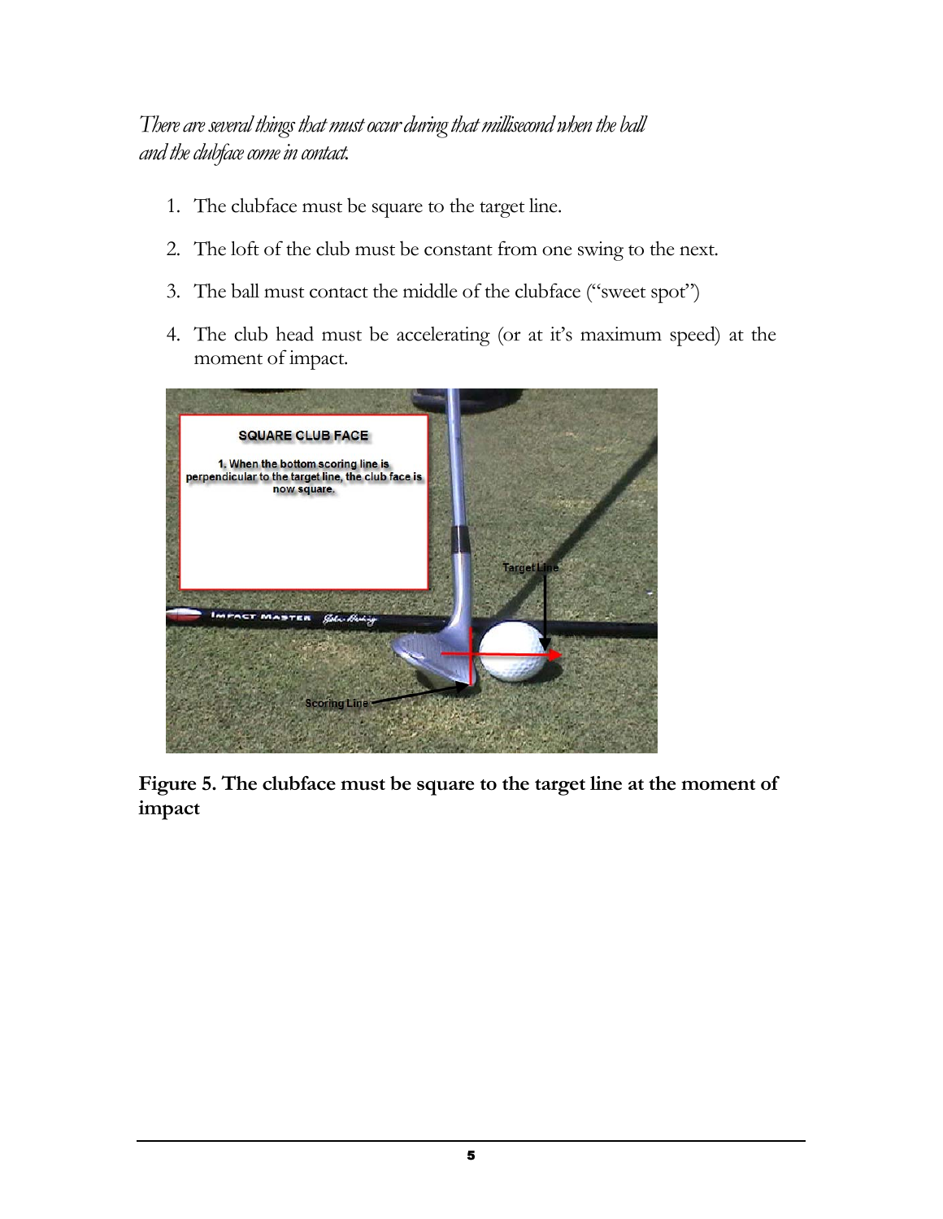*There are several things that must occur during that millisecond when the ball and the clubface come in contact.*

1. The clubface must be square to the target line.
2. The loft of the club must be constant from one swing to the next.
3. The ball must contact the middle of the clubface ("sweet spot")
4. The club head must be accelerating (or at it's maximum speed) at the moment of impact.

**Figure 5. The clubface must be square to the target line at the moment of impact**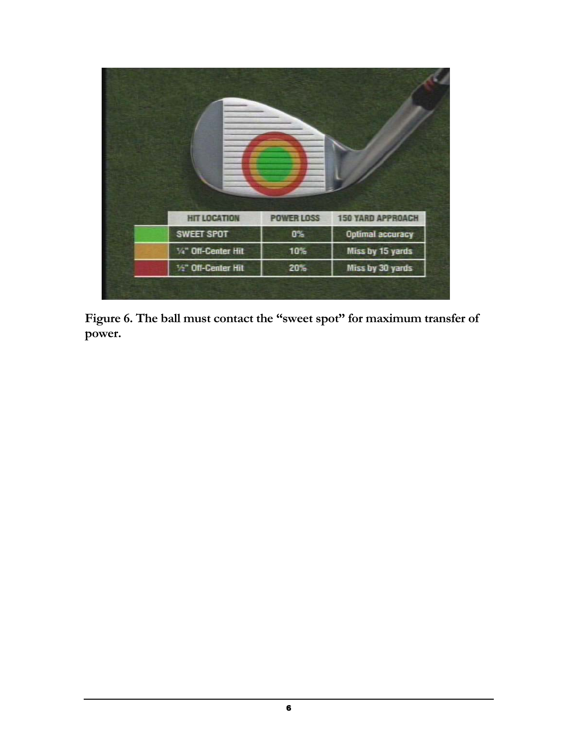| | HIT LOCATION | POWER LOSS | 150 YARD APPROACH |
|---|---|---|---|
| | SWEET SPOT | 0% | Optimal accuracy |
| | ¼" Off-Center Hit | 10% | Miss by 15 yards |
| | ½" Off-Center Hit | 20% | Miss by 30 yards |

**Figure 6. The ball must contact the "sweet spot" for maximum transfer of power.**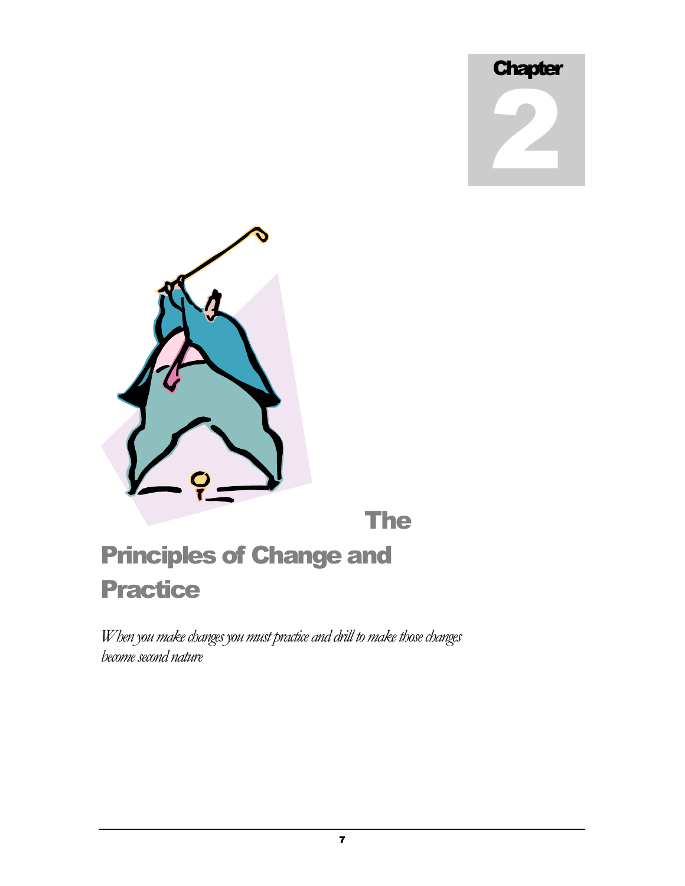Chapter 2

# The Principles of Change and Practice

*When you make changes you must practice and drill to make those changes become second nature*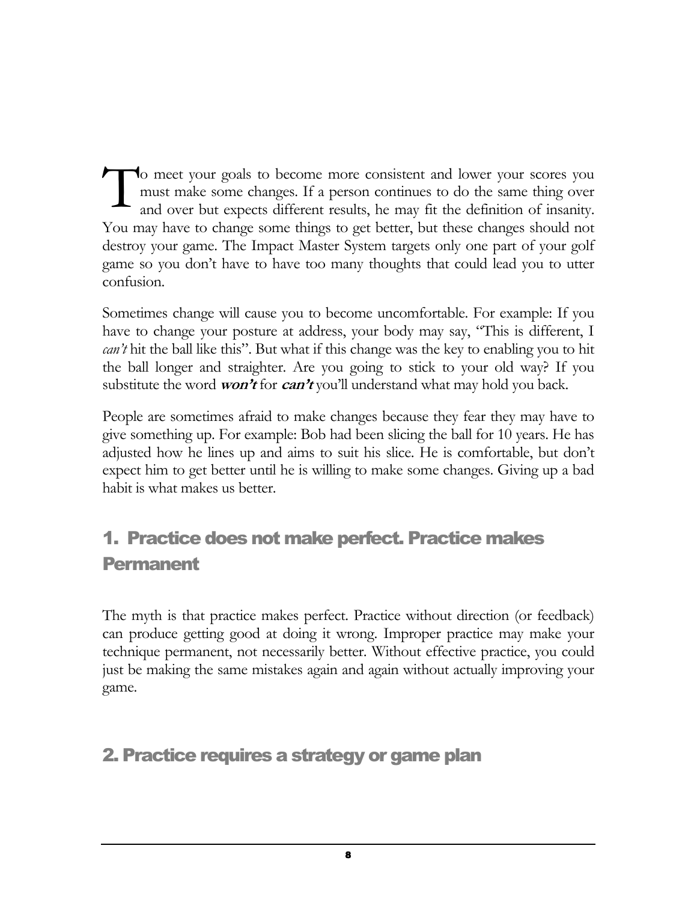To meet your goals to become more consistent and lower your scores you must make some changes. If a person continues to do the same thing over and over but expects different results, he may fit the definition of insanity. You may have to change some things to get better, but these changes should not destroy your game. The Impact Master System targets only one part of your golf game so you don't have to have too many thoughts that could lead you to utter confusion.

Sometimes change will cause you to become uncomfortable. For example: If you have to change your posture at address, your body may say, "This is different, I *can't* hit the ball like this". But what if this change was the key to enabling you to hit the ball longer and straighter. Are you going to stick to your old way? If you substitute the word ***won't*** for ***can't*** you'll understand what may hold you back.

People are sometimes afraid to make changes because they fear they may have to give something up. For example: Bob had been slicing the ball for 10 years. He has adjusted how he lines up and aims to suit his slice. He is comfortable, but don't expect him to get better until he is willing to make some changes. Giving up a bad habit is what makes us better.

## 1. Practice does not make perfect. Practice makes Permanent

The myth is that practice makes perfect. Practice without direction (or feedback) can produce getting good at doing it wrong. Improper practice may make your technique permanent, not necessarily better. Without effective practice, you could just be making the same mistakes again and again without actually improving your game.

## 2. Practice requires a strategy or game plan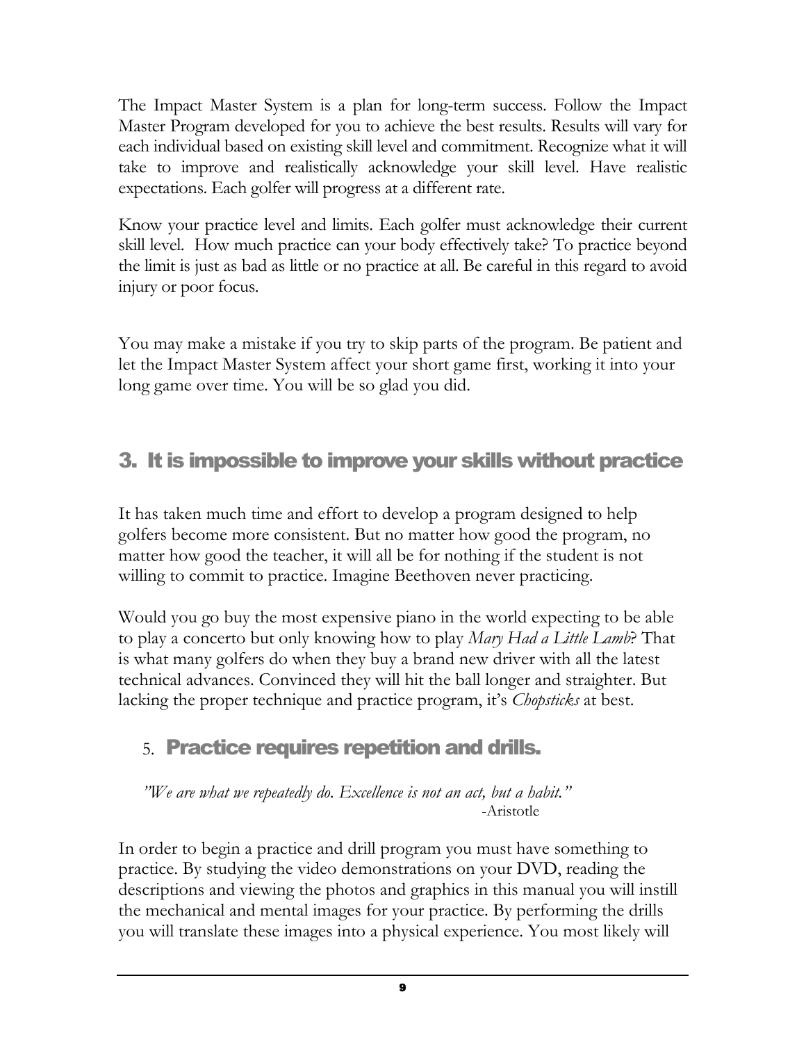The Impact Master System is a plan for long-term success. Follow the Impact Master Program developed for you to achieve the best results. Results will vary for each individual based on existing skill level and commitment. Recognize what it will take to improve and realistically acknowledge your skill level. Have realistic expectations. Each golfer will progress at a different rate.

Know your practice level and limits. Each golfer must acknowledge their current skill level. How much practice can your body effectively take? To practice beyond the limit is just as bad as little or no practice at all. Be careful in this regard to avoid injury or poor focus.

You may make a mistake if you try to skip parts of the program. Be patient and let the Impact Master System affect your short game first, working it into your long game over time. You will be so glad you did.

## 3. It is impossible to improve your skills without practice

It has taken much time and effort to develop a program designed to help golfers become more consistent. But no matter how good the program, no matter how good the teacher, it will all be for nothing if the student is not willing to commit to practice. Imagine Beethoven never practicing.

Would you go buy the most expensive piano in the world expecting to be able to play a concerto but only knowing how to play *Mary Had a Little Lamb*? That is what many golfers do when they buy a brand new driver with all the latest technical advances. Convinced they will hit the ball longer and straighter. But lacking the proper technique and practice program, it's *Chopsticks* at best.

## 5. Practice requires repetition and drills.

*"We are what we repeatedly do. Excellence is not an act, but a habit."*
-Aristotle

In order to begin a practice and drill program you must have something to practice. By studying the video demonstrations on your DVD, reading the descriptions and viewing the photos and graphics in this manual you will instill the mechanical and mental images for your practice. By performing the drills you will translate these images into a physical experience. You most likely will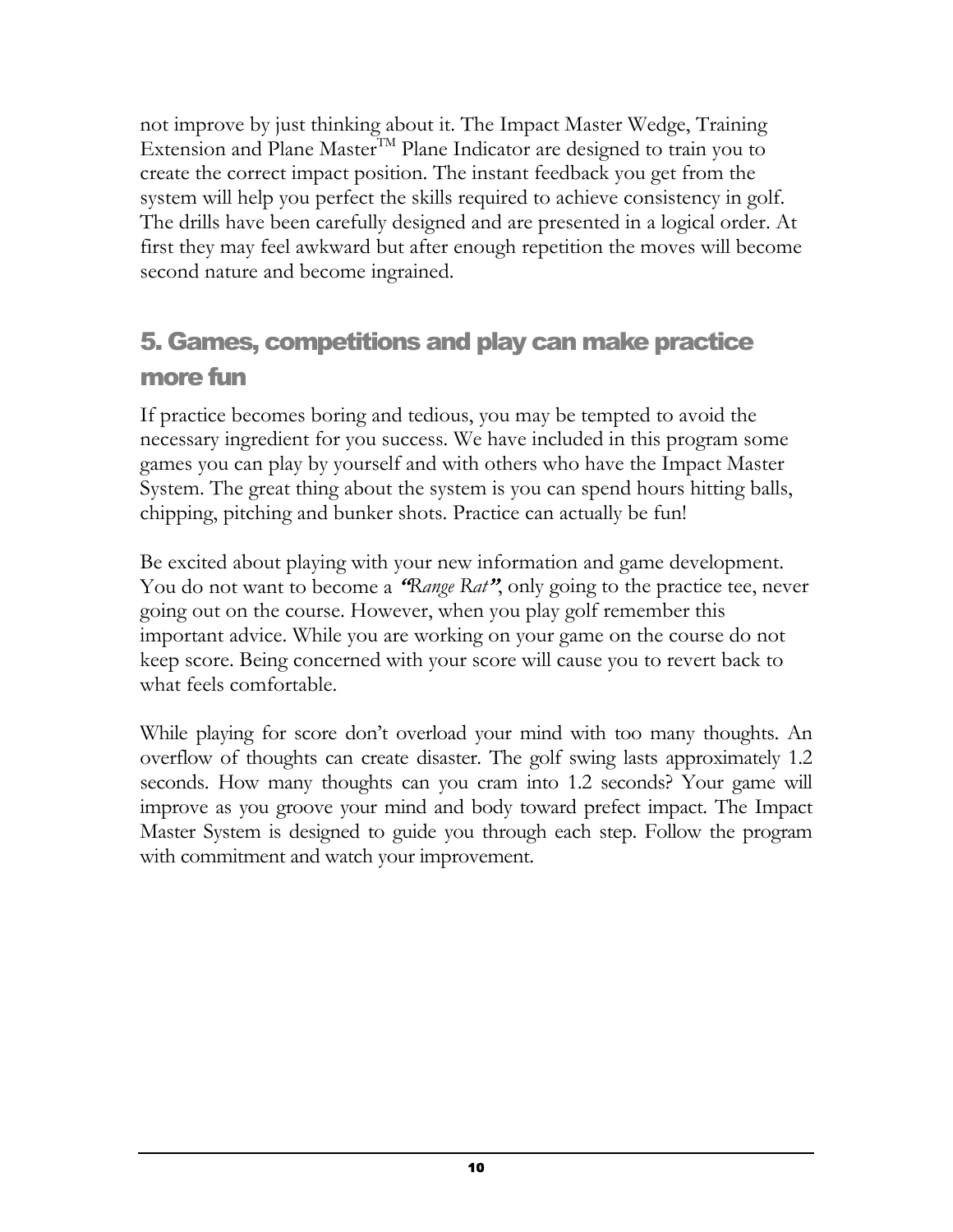not improve by just thinking about it. The Impact Master Wedge, Training Extension and Plane Master™ Plane Indicator are designed to train you to create the correct impact position. The instant feedback you get from the system will help you perfect the skills required to achieve consistency in golf. The drills have been carefully designed and are presented in a logical order. At first they may feel awkward but after enough repetition the moves will become second nature and become ingrained.

## 5. Games, competitions and play can make practice more fun

If practice becomes boring and tedious, you may be tempted to avoid the necessary ingredient for you success. We have included in this program some games you can play by yourself and with others who have the Impact Master System. The great thing about the system is you can spend hours hitting balls, chipping, pitching and bunker shots. Practice can actually be fun!

Be excited about playing with your new information and game development. You do not want to become a ***"****Range Rat****"***, only going to the practice tee, never going out on the course. However, when you play golf remember this important advice. While you are working on your game on the course do not keep score. Being concerned with your score will cause you to revert back to what feels comfortable.

While playing for score don't overload your mind with too many thoughts. An overflow of thoughts can create disaster. The golf swing lasts approximately 1.2 seconds. How many thoughts can you cram into 1.2 seconds? Your game will improve as you groove your mind and body toward prefect impact. The Impact Master System is designed to guide you through each step. Follow the program with commitment and watch your improvement.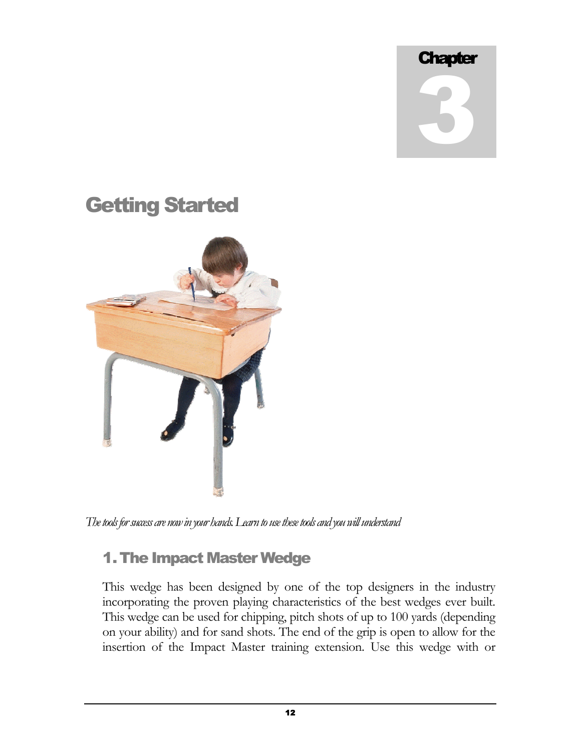# Chapter 3

# Getting Started

*The tools for success are now in your hands. Learn to use these tools and you will understand*

## 1. The Impact Master Wedge

This wedge has been designed by one of the top designers in the industry incorporating the proven playing characteristics of the best wedges ever built. This wedge can be used for chipping, pitch shots of up to 100 yards (depending on your ability) and for sand shots. The end of the grip is open to allow for the insertion of the Impact Master training extension. Use this wedge with or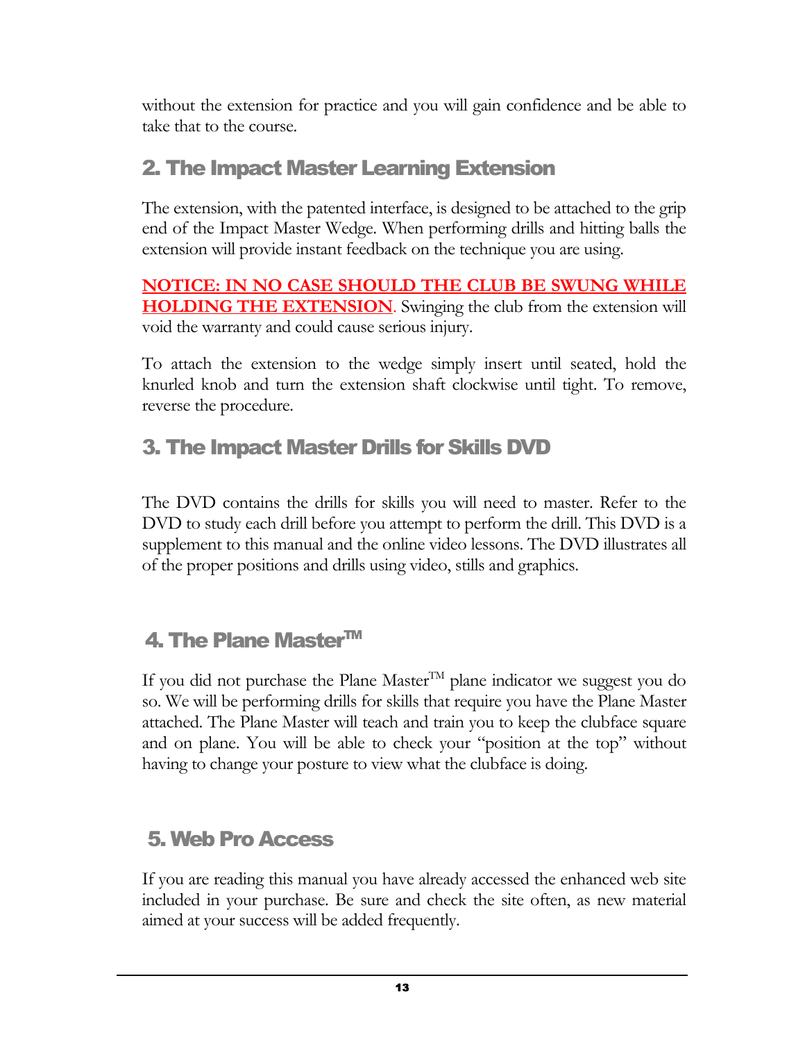without the extension for practice and you will gain confidence and be able to take that to the course.

## 2. The Impact Master Learning Extension

The extension, with the patented interface, is designed to be attached to the grip end of the Impact Master Wedge. When performing drills and hitting balls the extension will provide instant feedback on the technique you are using.

**NOTICE: IN NO CASE SHOULD THE CLUB BE SWUNG WHILE HOLDING THE EXTENSION**. Swinging the club from the extension will void the warranty and could cause serious injury.

To attach the extension to the wedge simply insert until seated, hold the knurled knob and turn the extension shaft clockwise until tight. To remove, reverse the procedure.

## 3. The Impact Master Drills for Skills DVD

The DVD contains the drills for skills you will need to master. Refer to the DVD to study each drill before you attempt to perform the drill. This DVD is a supplement to this manual and the online video lessons. The DVD illustrates all of the proper positions and drills using video, stills and graphics.

## 4. The Plane Master™

If you did not purchase the Plane Master™ plane indicator we suggest you do so. We will be performing drills for skills that require you have the Plane Master attached. The Plane Master will teach and train you to keep the clubface square and on plane. You will be able to check your "position at the top" without having to change your posture to view what the clubface is doing.

## 5. Web Pro Access

If you are reading this manual you have already accessed the enhanced web site included in your purchase. Be sure and check the site often, as new material aimed at your success will be added frequently.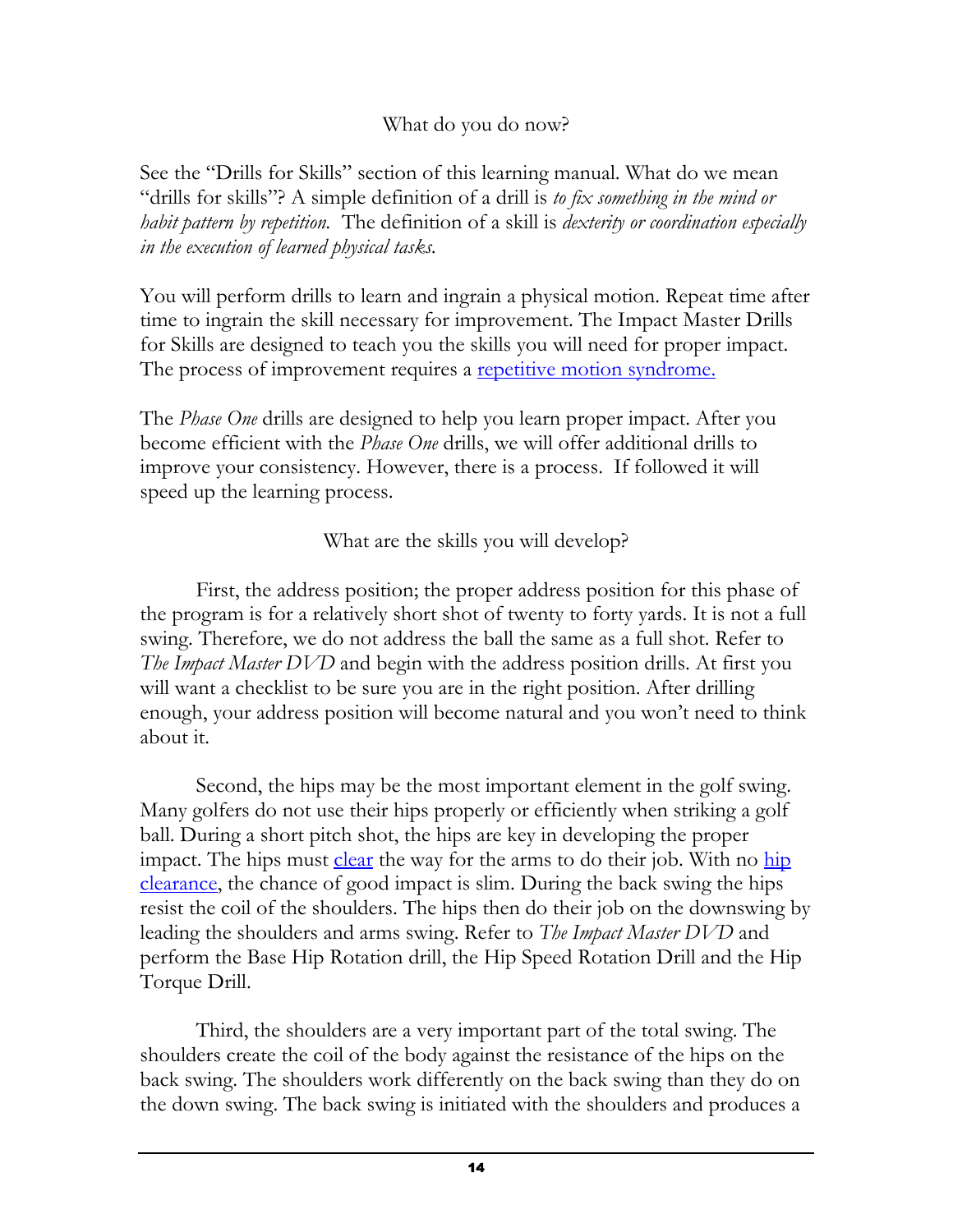What do you do now?

See the "Drills for Skills" section of this learning manual. What do we mean "drills for skills"? A simple definition of a drill is *to fix something in the mind or habit pattern by repetition.* The definition of a skill is *dexterity or coordination especially in the execution of learned physical tasks.*

You will perform drills to learn and ingrain a physical motion. Repeat time after time to ingrain the skill necessary for improvement. The Impact Master Drills for Skills are designed to teach you the skills you will need for proper impact. The process of improvement requires a repetitive motion syndrome.

The *Phase One* drills are designed to help you learn proper impact. After you become efficient with the *Phase One* drills, we will offer additional drills to improve your consistency. However, there is a process. If followed it will speed up the learning process.

What are the skills you will develop?

First, the address position; the proper address position for this phase of the program is for a relatively short shot of twenty to forty yards. It is not a full swing. Therefore, we do not address the ball the same as a full shot. Refer to *The Impact Master DVD* and begin with the address position drills. At first you will want a checklist to be sure you are in the right position. After drilling enough, your address position will become natural and you won't need to think about it.

Second, the hips may be the most important element in the golf swing. Many golfers do not use their hips properly or efficiently when striking a golf ball. During a short pitch shot, the hips are key in developing the proper impact. The hips must clear the way for the arms to do their job. With no hip clearance, the chance of good impact is slim. During the back swing the hips resist the coil of the shoulders. The hips then do their job on the downswing by leading the shoulders and arms swing. Refer to *The Impact Master DVD* and perform the Base Hip Rotation drill, the Hip Speed Rotation Drill and the Hip Torque Drill.

Third, the shoulders are a very important part of the total swing. The shoulders create the coil of the body against the resistance of the hips on the back swing. The shoulders work differently on the back swing than they do on the down swing. The back swing is initiated with the shoulders and produces a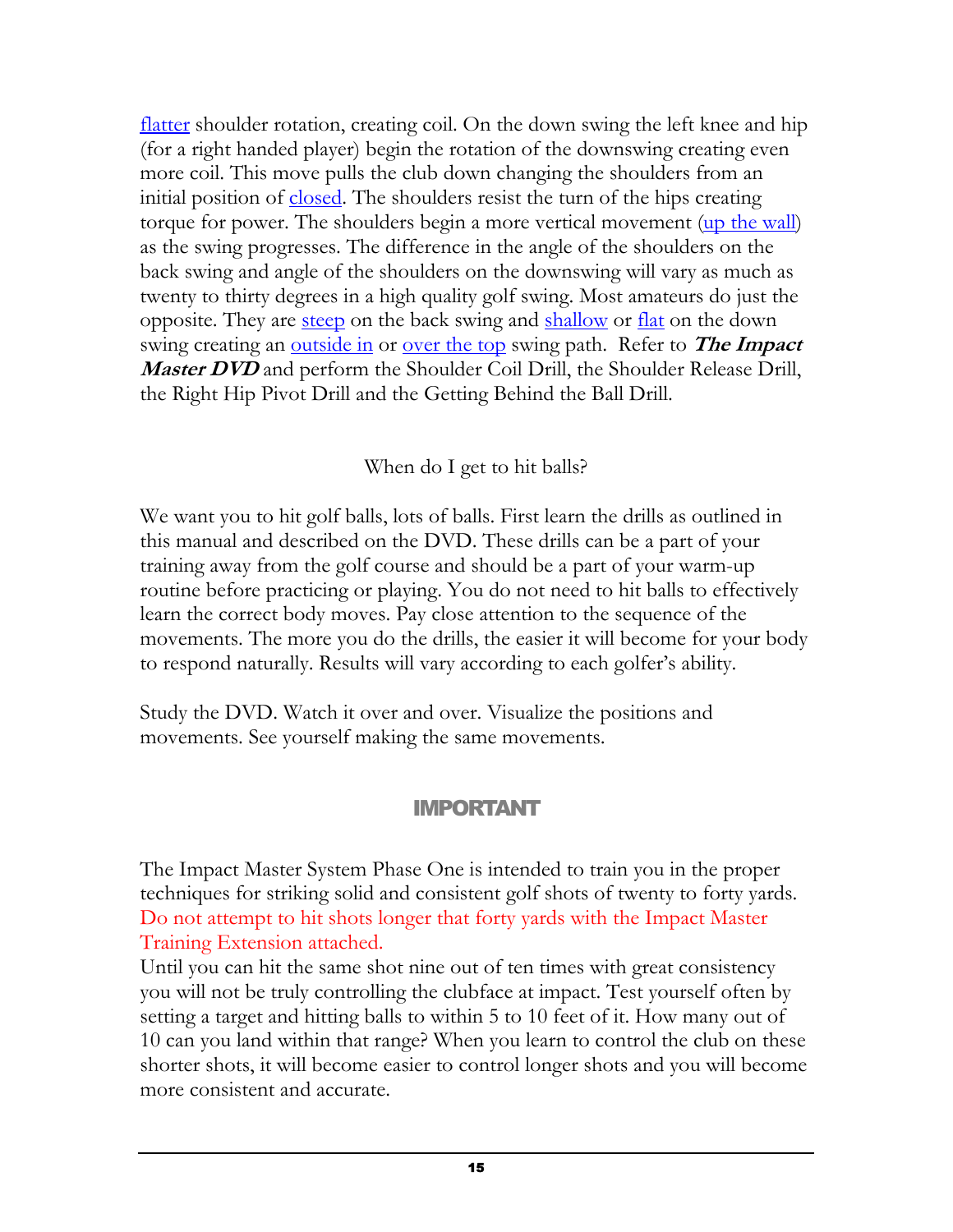flatter shoulder rotation, creating coil. On the down swing the left knee and hip (for a right handed player) begin the rotation of the downswing creating even more coil. This move pulls the club down changing the shoulders from an initial position of closed. The shoulders resist the turn of the hips creating torque for power. The shoulders begin a more vertical movement (up the wall) as the swing progresses. The difference in the angle of the shoulders on the back swing and angle of the shoulders on the downswing will vary as much as twenty to thirty degrees in a high quality golf swing. Most amateurs do just the opposite. They are steep on the back swing and shallow or flat on the down swing creating an outside in or over the top swing path. Refer to ***The Impact Master DVD*** and perform the Shoulder Coil Drill, the Shoulder Release Drill, the Right Hip Pivot Drill and the Getting Behind the Ball Drill.

When do I get to hit balls?

We want you to hit golf balls, lots of balls. First learn the drills as outlined in this manual and described on the DVD. These drills can be a part of your training away from the golf course and should be a part of your warm-up routine before practicing or playing. You do not need to hit balls to effectively learn the correct body moves. Pay close attention to the sequence of the movements. The more you do the drills, the easier it will become for your body to respond naturally. Results will vary according to each golfer's ability.

Study the DVD. Watch it over and over. Visualize the positions and movements. See yourself making the same movements.

## IMPORTANT

The Impact Master System Phase One is intended to train you in the proper techniques for striking solid and consistent golf shots of twenty to forty yards. Do not attempt to hit shots longer that forty yards with the Impact Master Training Extension attached.
Until you can hit the same shot nine out of ten times with great consistency you will not be truly controlling the clubface at impact. Test yourself often by setting a target and hitting balls to within 5 to 10 feet of it. How many out of 10 can you land within that range? When you learn to control the club on these shorter shots, it will become easier to control longer shots and you will become more consistent and accurate.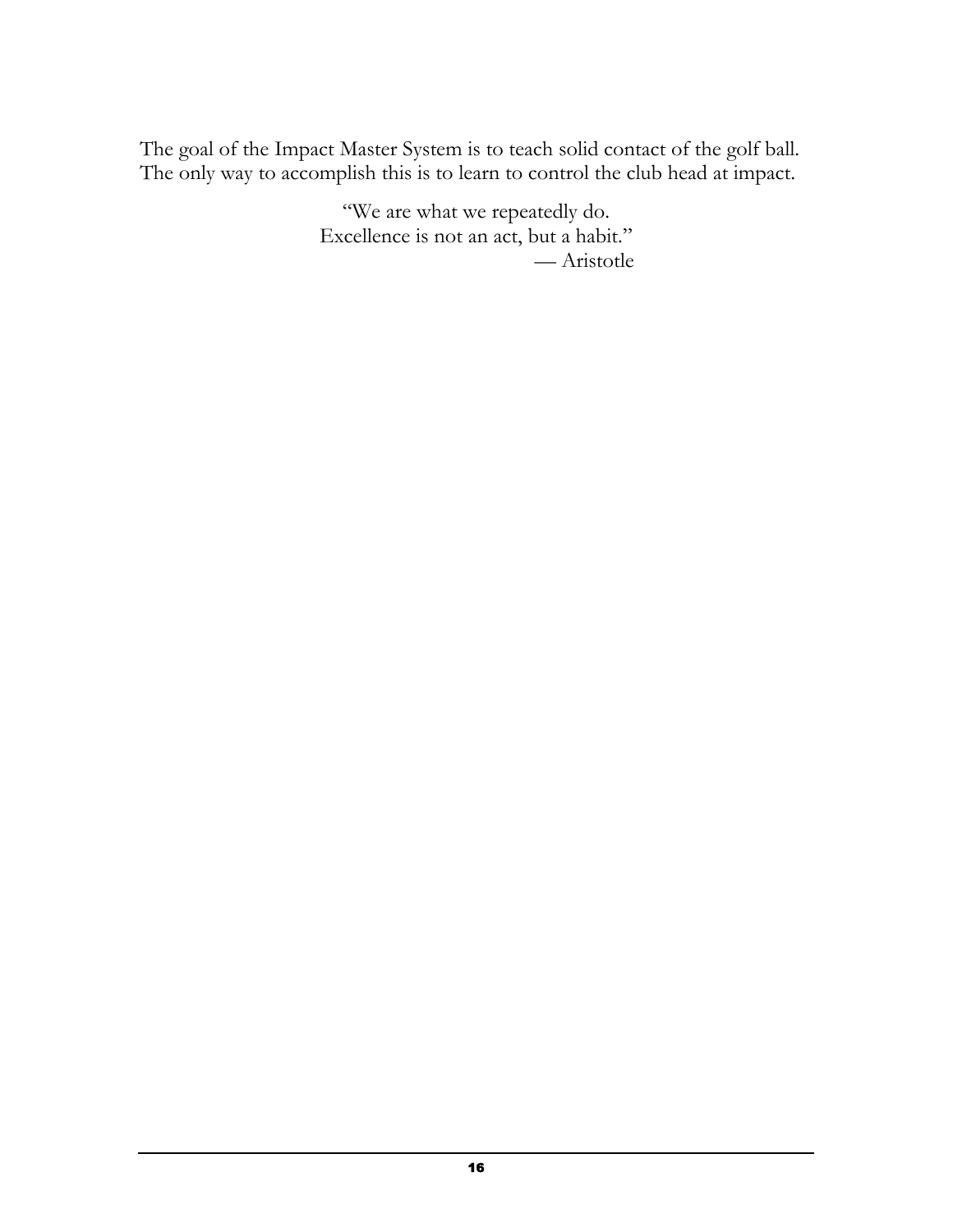The goal of the Impact Master System is to teach solid contact of the golf ball. The only way to accomplish this is to learn to control the club head at impact.

"We are what we repeatedly do.
Excellence is not an act, but a habit."
— Aristotle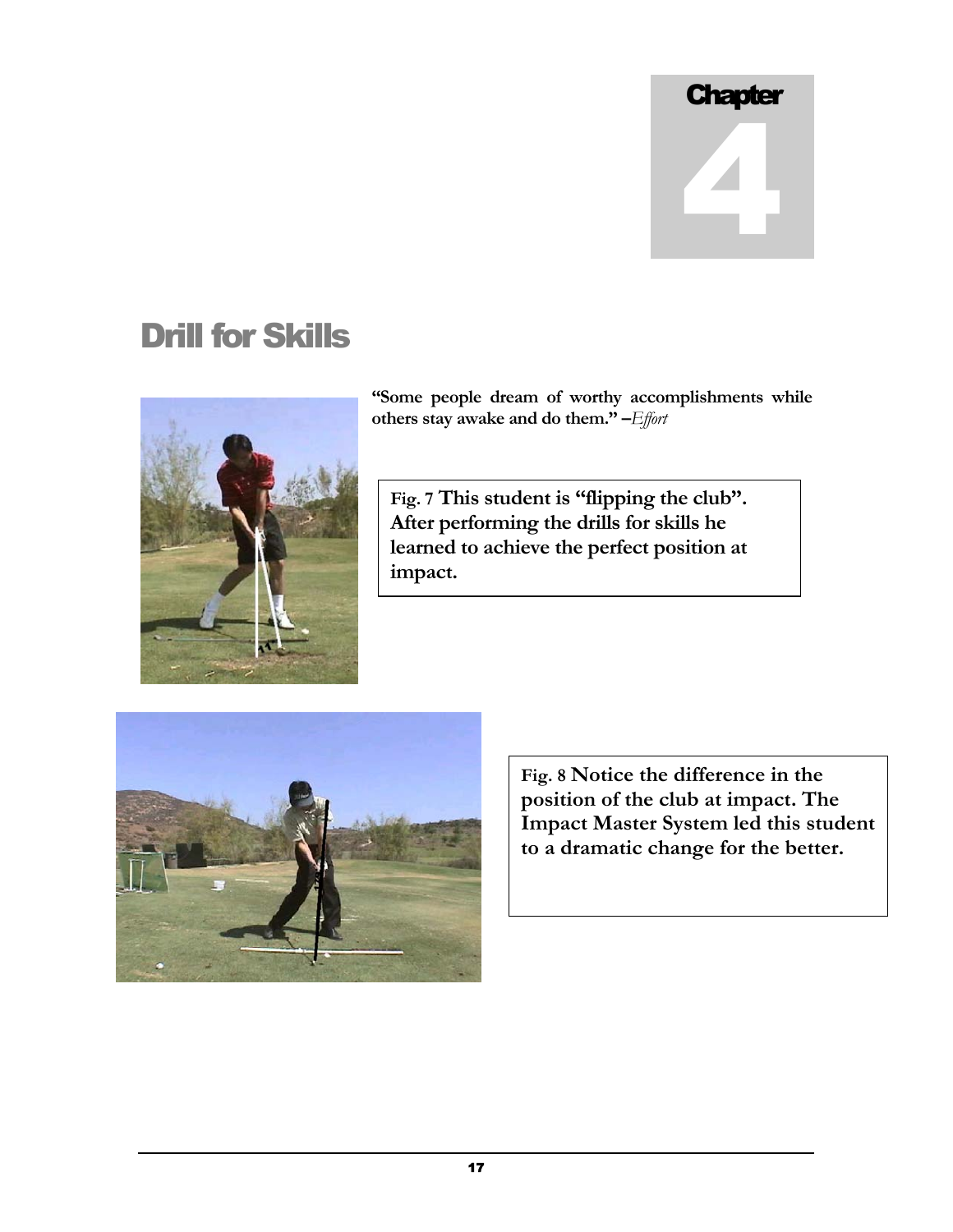# Chapter 4

## Drill for Skills

**"Some people dream of worthy accomplishments while others stay awake and do them." –*Effort***

**Fig. 7 This student is "flipping the club". After performing the drills for skills he learned to achieve the perfect position at impact.**

**Fig. 8 Notice the difference in the position of the club at impact. The Impact Master System led this student to a dramatic change for the better.**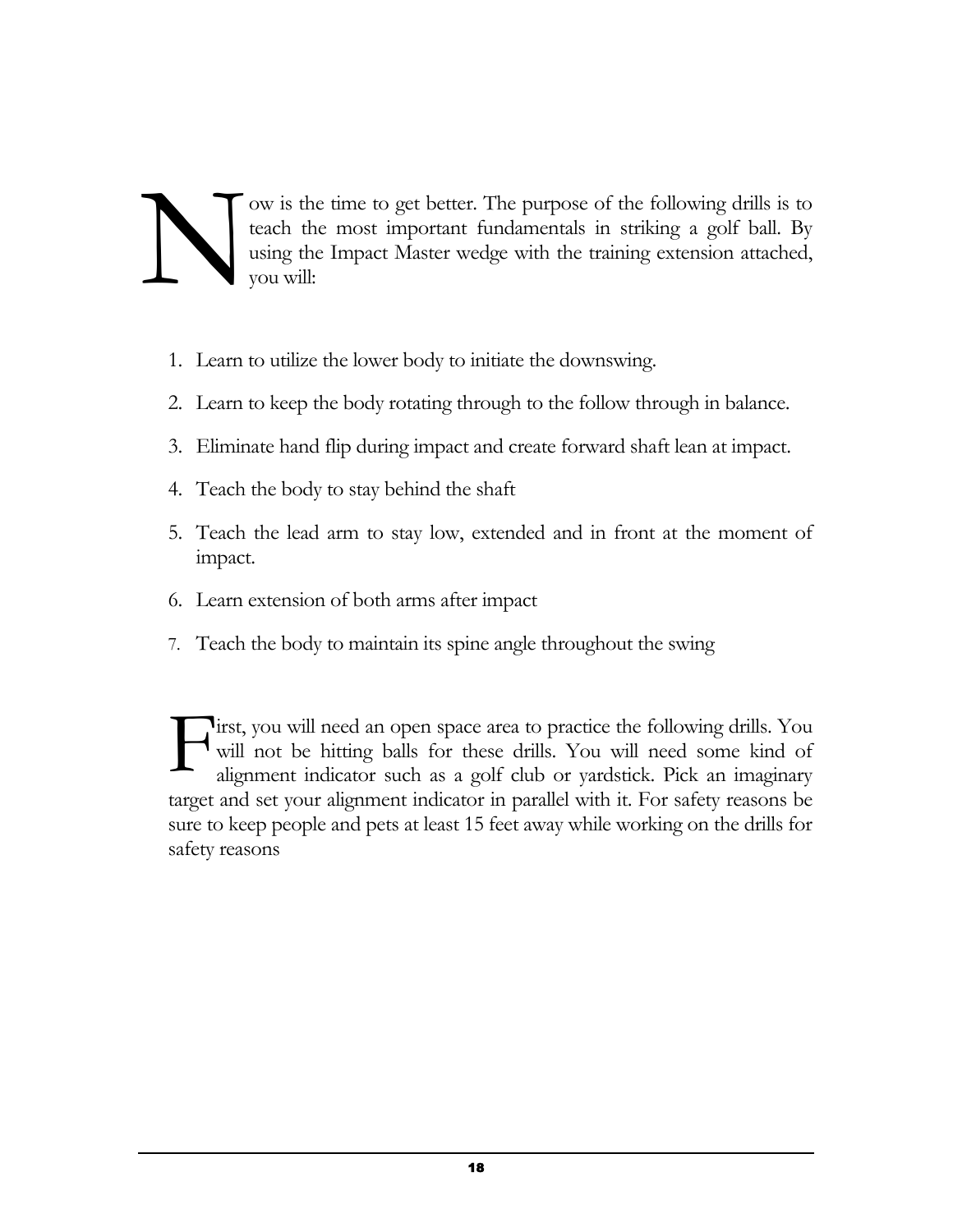Now is the time to get better. The purpose of the following drills is to teach the most important fundamentals in striking a golf ball. By using the Impact Master wedge with the training extension attached, you will:

1. Learn to utilize the lower body to initiate the downswing.
2. Learn to keep the body rotating through to the follow through in balance.
3. Eliminate hand flip during impact and create forward shaft lean at impact.
4. Teach the body to stay behind the shaft
5. Teach the lead arm to stay low, extended and in front at the moment of impact.
6. Learn extension of both arms after impact
7. Teach the body to maintain its spine angle throughout the swing

First, you will need an open space area to practice the following drills. You will not be hitting balls for these drills. You will need some kind of alignment indicator such as a golf club or yardstick. Pick an imaginary target and set your alignment indicator in parallel with it. For safety reasons be sure to keep people and pets at least 15 feet away while working on the drills for safety reasons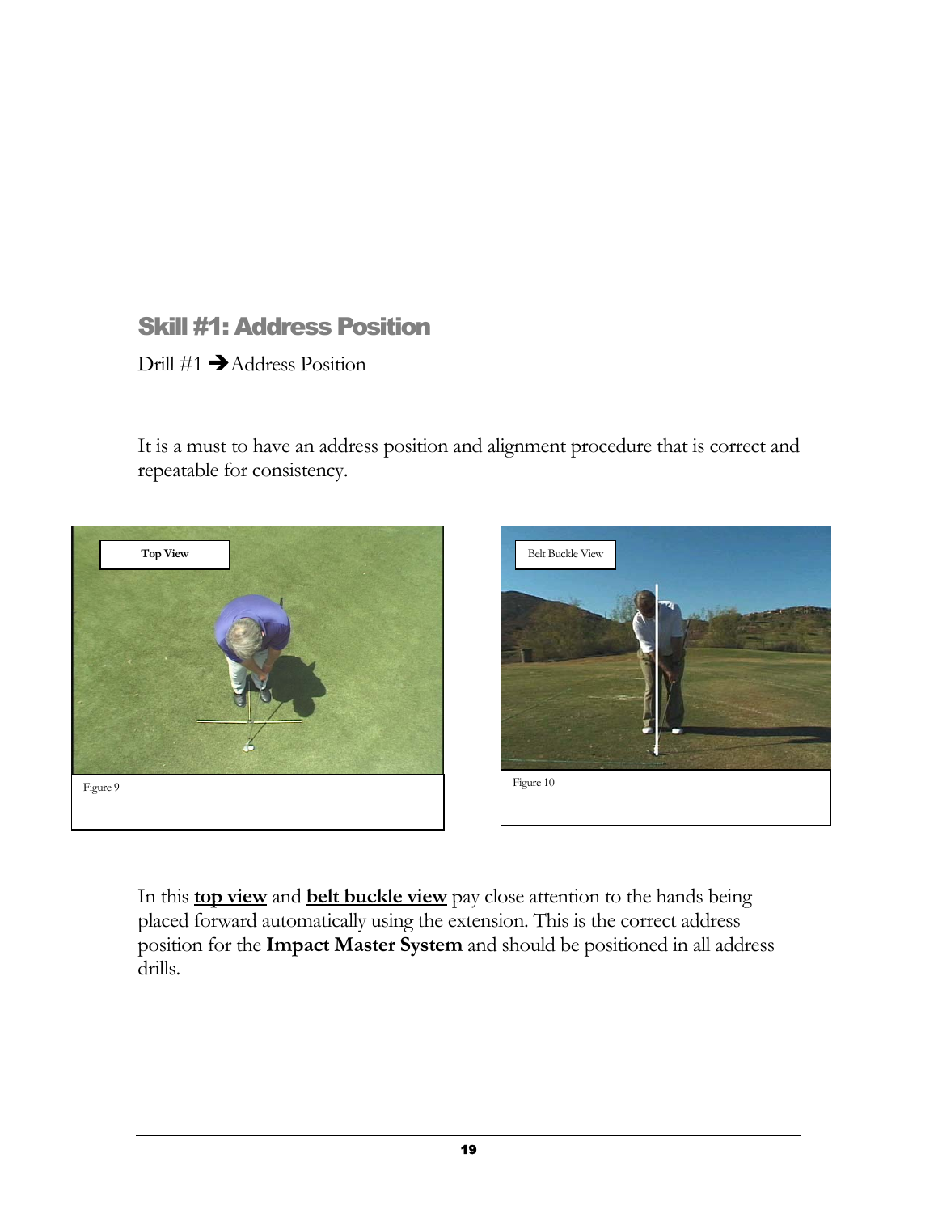## Skill #1: Address Position

Drill #1 ➔Address Position

It is a must to have an address position and alignment procedure that is correct and repeatable for consistency.

Top View

Figure 9

Belt Buckle View

Figure 10

In this **top view** and **belt buckle view** pay close attention to the hands being placed forward automatically using the extension. This is the correct address position for the **Impact Master System** and should be positioned in all address drills.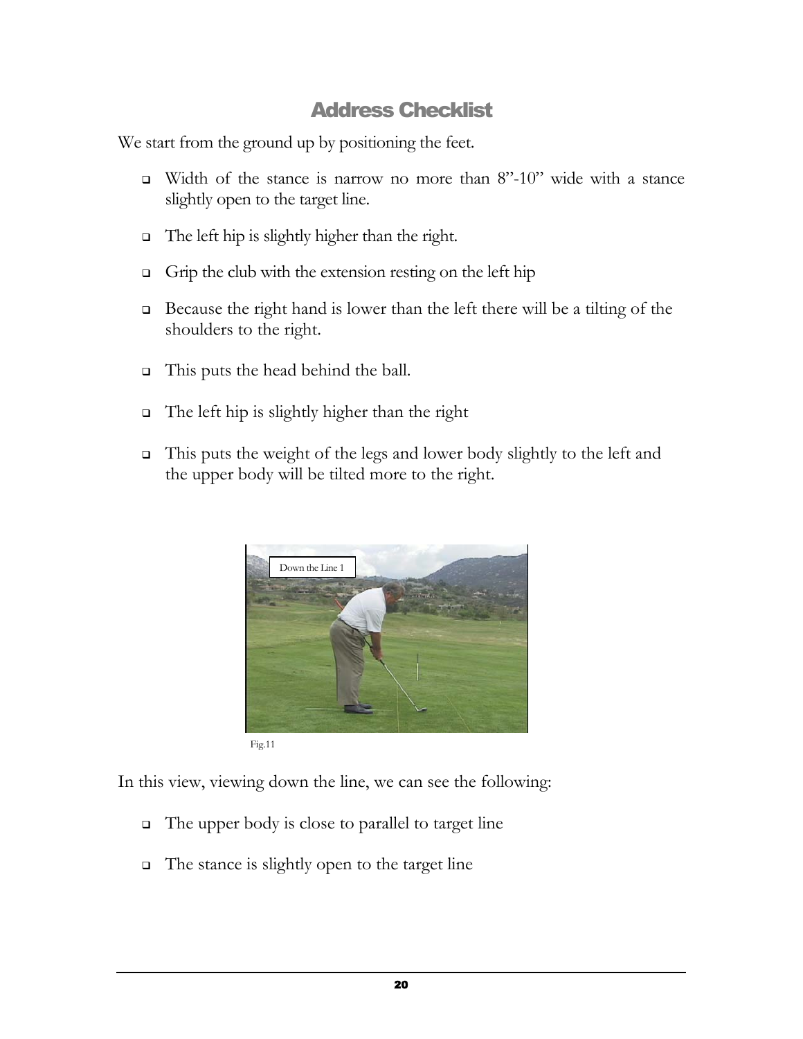## Address Checklist

We start from the ground up by positioning the feet.

- Width of the stance is narrow no more than 8"-10" wide with a stance slightly open to the target line.
- The left hip is slightly higher than the right.
- Grip the club with the extension resting on the left hip
- Because the right hand is lower than the left there will be a tilting of the shoulders to the right.
- This puts the head behind the ball.
- The left hip is slightly higher than the right
- This puts the weight of the legs and lower body slightly to the left and the upper body will be tilted more to the right.

Fig.11

In this view, viewing down the line, we can see the following:

- The upper body is close to parallel to target line
- The stance is slightly open to the target line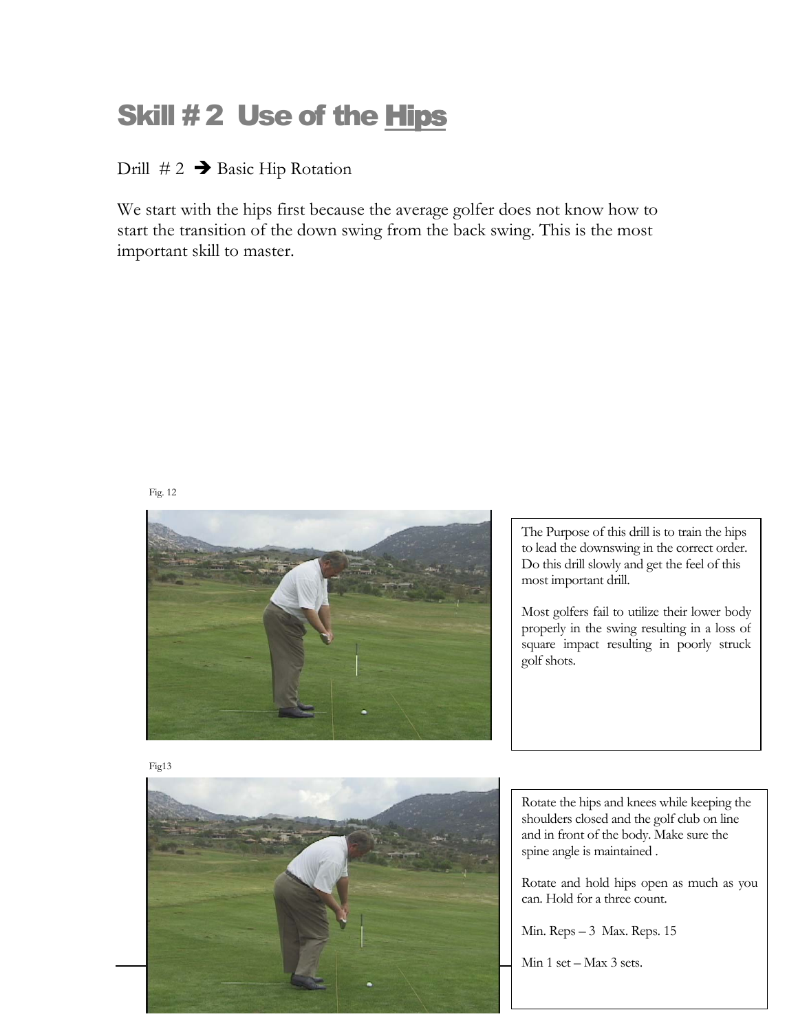# Skill # 2 Use of the Hips

Drill # 2 ➔ Basic Hip Rotation

We start with the hips first because the average golfer does not know how to start the transition of the down swing from the back swing. This is the most important skill to master.

Fig. 12

The Purpose of this drill is to train the hips to lead the downswing in the correct order. Do this drill slowly and get the feel of this most important drill.

Most golfers fail to utilize their lower body properly in the swing resulting in a loss of square impact resulting in poorly struck golf shots.

Fig13

Rotate the hips and knees while keeping the shoulders closed and the golf club on line and in front of the body. Make sure the spine angle is maintained .

Rotate and hold hips open as much as you can. Hold for a three count.

Min. Reps – 3 Max. Reps. 15

Min 1 set – Max 3 sets.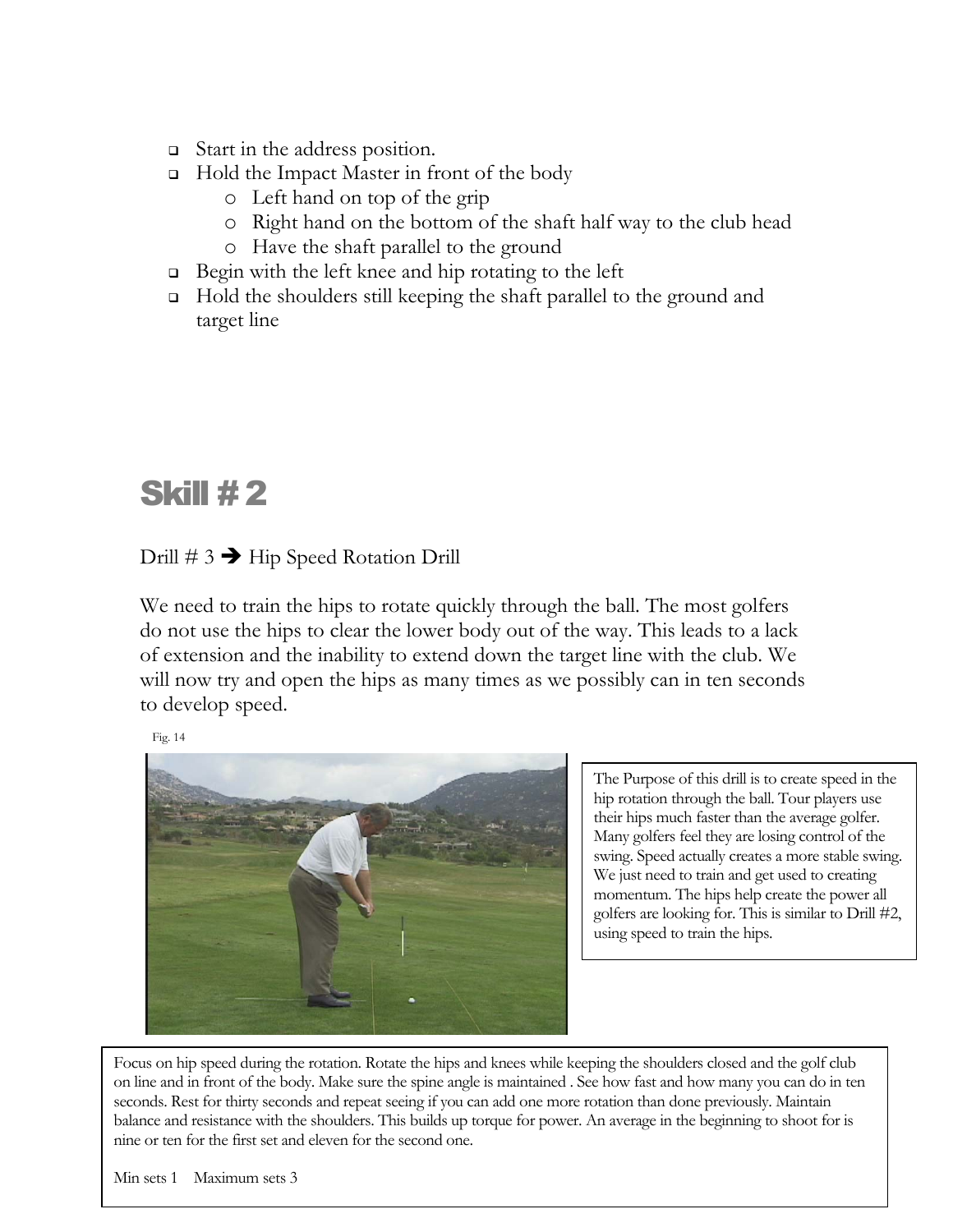- Start in the address position.
- Hold the Impact Master in front of the body
  - Left hand on top of the grip
  - Right hand on the bottom of the shaft half way to the club head
  - Have the shaft parallel to the ground
- Begin with the left knee and hip rotating to the left
- Hold the shoulders still keeping the shaft parallel to the ground and target line

# Skill # 2

Drill # 3 ➔ Hip Speed Rotation Drill

We need to train the hips to rotate quickly through the ball. The most golfers do not use the hips to clear the lower body out of the way. This leads to a lack of extension and the inability to extend down the target line with the club. We will now try and open the hips as many times as we possibly can in ten seconds to develop speed.

Fig. 14

The Purpose of this drill is to create speed in the hip rotation through the ball. Tour players use their hips much faster than the average golfer. Many golfers feel they are losing control of the swing. Speed actually creates a more stable swing. We just need to train and get used to creating momentum. The hips help create the power all golfers are looking for. This is similar to Drill #2, using speed to train the hips.

Focus on hip speed during the rotation. Rotate the hips and knees while keeping the shoulders closed and the golf club on line and in front of the body. Make sure the spine angle is maintained . See how fast and how many you can do in ten seconds. Rest for thirty seconds and repeat seeing if you can add one more rotation than done previously. Maintain balance and resistance with the shoulders. This builds up torque for power. An average in the beginning to shoot for is nine or ten for the first set and eleven for the second one.

Min sets 1 Maximum sets 3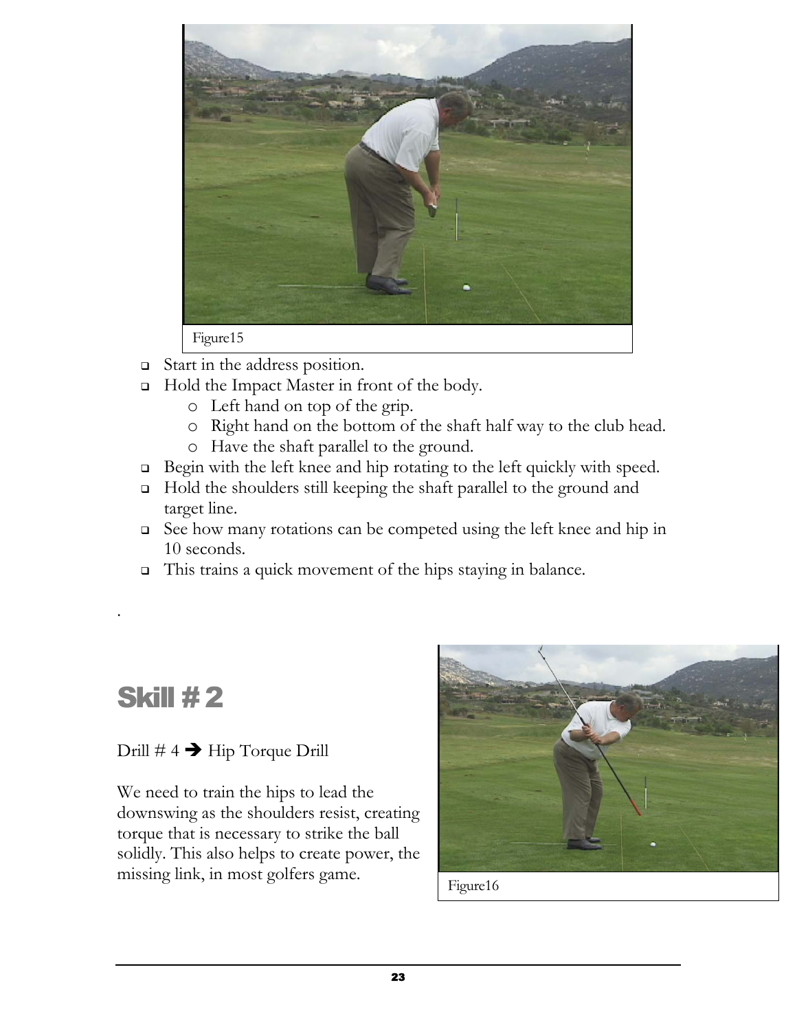Figure15

- Start in the address position.
- Hold the Impact Master in front of the body.
  - Left hand on top of the grip.
  - Right hand on the bottom of the shaft half way to the club head.
  - Have the shaft parallel to the ground.
- Begin with the left knee and hip rotating to the left quickly with speed.
- Hold the shoulders still keeping the shaft parallel to the ground and target line.
- See how many rotations can be competed using the left knee and hip in 10 seconds.
- This trains a quick movement of the hips staying in balance.

.

## Skill # 2

Drill # 4 ➔ Hip Torque Drill

We need to train the hips to lead the downswing as the shoulders resist, creating torque that is necessary to strike the ball solidly. This also helps to create power, the missing link, in most golfers game.

Figure16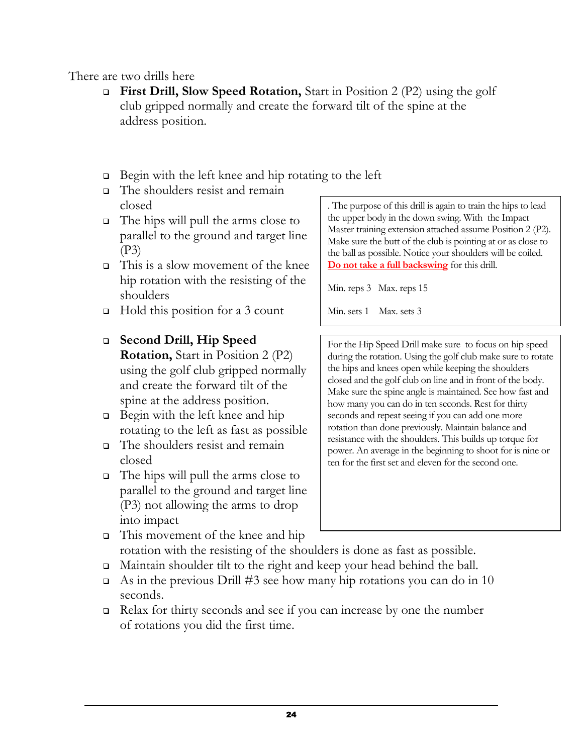There are two drills here

- **First Drill, Slow Speed Rotation,** Start in Position 2 (P2) using the golf club gripped normally and create the forward tilt of the spine at the address position.

- Begin with the left knee and hip rotating to the left
- The shoulders resist and remain closed
- The hips will pull the arms close to parallel to the ground and target line (P3)
- This is a slow movement of the knee hip rotation with the resisting of the shoulders
- Hold this position for a 3 count

. The purpose of this drill is again to train the hips to lead the upper body in the down swing. With the Impact Master training extension attached assume Position 2 (P2). Make sure the butt of the club is pointing at or as close to the ball as possible. Notice your shoulders will be coiled. **Do not take a full backswing** for this drill.

Min. reps 3 Max. reps 15

Min. sets 1 Max. sets 3

- **Second Drill, Hip Speed Rotation,** Start in Position 2 (P2) using the golf club gripped normally and create the forward tilt of the spine at the address position.
- Begin with the left knee and hip rotating to the left as fast as possible
- The shoulders resist and remain closed
- The hips will pull the arms close to parallel to the ground and target line (P3) not allowing the arms to drop into impact
- This movement of the knee and hip rotation with the resisting of the shoulders is done as fast as possible.
- Maintain shoulder tilt to the right and keep your head behind the ball.
- As in the previous Drill #3 see how many hip rotations you can do in 10 seconds.
- Relax for thirty seconds and see if you can increase by one the number of rotations you did the first time.

For the Hip Speed Drill make sure to focus on hip speed during the rotation. Using the golf club make sure to rotate the hips and knees open while keeping the shoulders closed and the golf club on line and in front of the body. Make sure the spine angle is maintained. See how fast and how many you can do in ten seconds. Rest for thirty seconds and repeat seeing if you can add one more rotation than done previously. Maintain balance and resistance with the shoulders. This builds up torque for power. An average in the beginning to shoot for is nine or ten for the first set and eleven for the second one.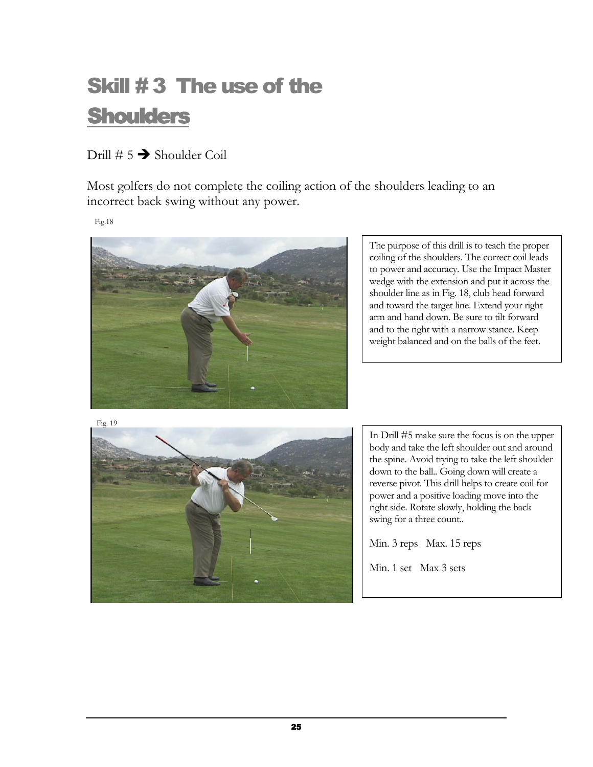# Skill # 3 The use of the Shoulders

Drill # 5 ➔ Shoulder Coil

Most golfers do not complete the coiling action of the shoulders leading to an incorrect back swing without any power.

Fig.18

The purpose of this drill is to teach the proper coiling of the shoulders. The correct coil leads to power and accuracy. Use the Impact Master wedge with the extension and put it across the shoulder line as in Fig. 18, club head forward and toward the target line. Extend your right arm and hand down. Be sure to tilt forward and to the right with a narrow stance. Keep weight balanced and on the balls of the feet.

Fig. 19

In Drill #5 make sure the focus is on the upper body and take the left shoulder out and around the spine. Avoid trying to take the left shoulder down to the ball.. Going down will create a reverse pivot. This drill helps to create coil for power and a positive loading move into the right side. Rotate slowly, holding the back swing for a three count..

Min. 3 reps Max. 15 reps

Min. 1 set Max 3 sets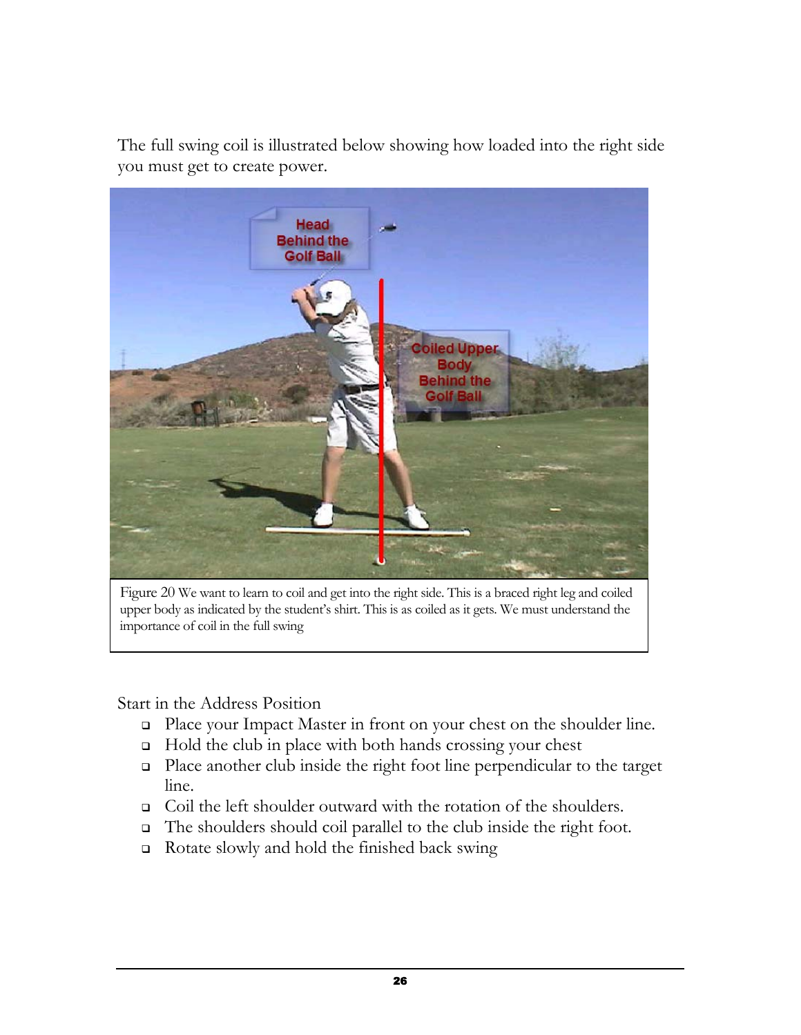The full swing coil is illustrated below showing how loaded into the right side you must get to create power.

Figure 20 We want to learn to coil and get into the right side. This is a braced right leg and coiled upper body as indicated by the student's shirt. This is as coiled as it gets. We must understand the importance of coil in the full swing

Start in the Address Position

- Place your Impact Master in front on your chest on the shoulder line.
- Hold the club in place with both hands crossing your chest
- Place another club inside the right foot line perpendicular to the target line.
- Coil the left shoulder outward with the rotation of the shoulders.
- The shoulders should coil parallel to the club inside the right foot.
- Rotate slowly and hold the finished back swing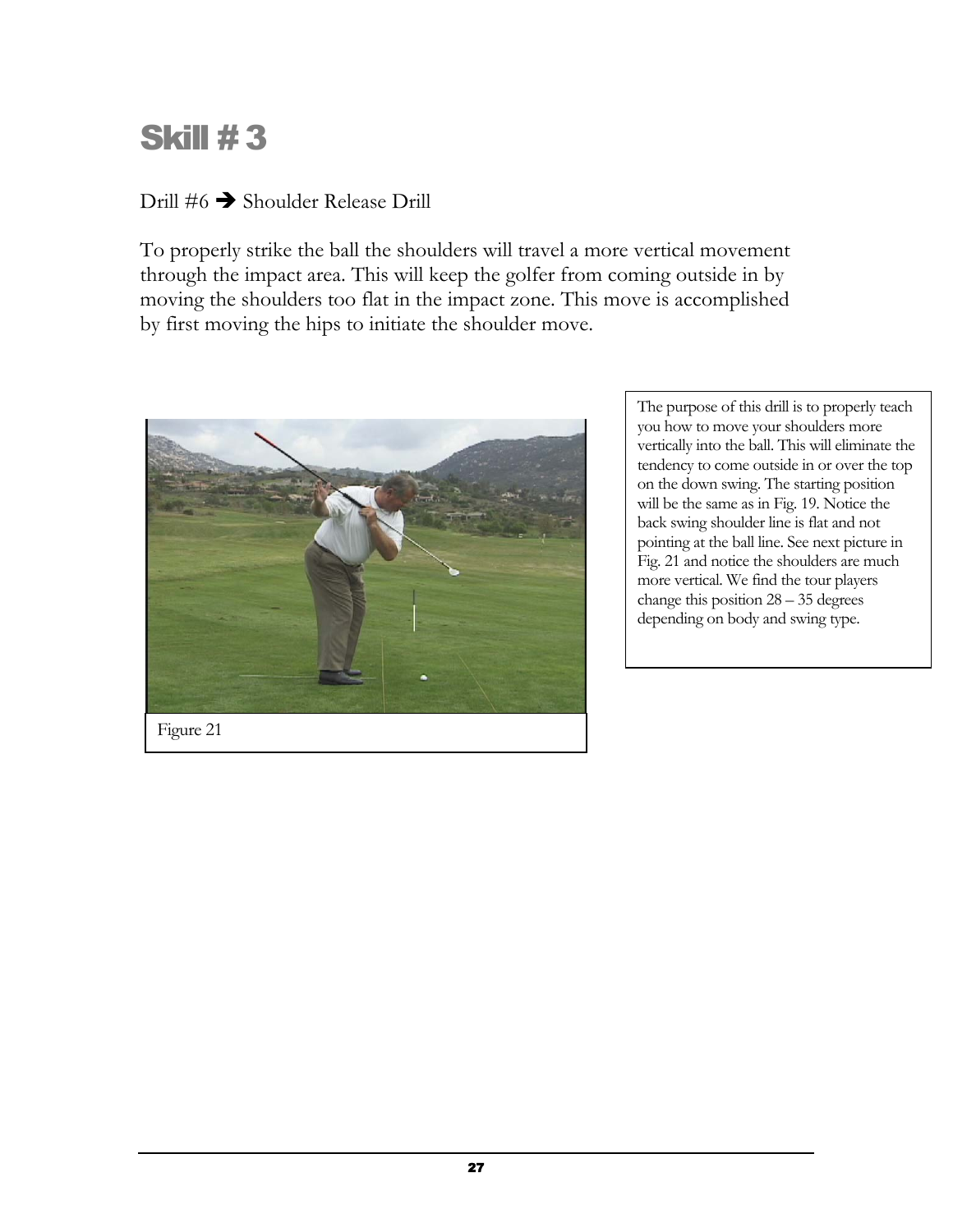# Skill # 3

Drill #6 ➔ Shoulder Release Drill

To properly strike the ball the shoulders will travel a more vertical movement through the impact area. This will keep the golfer from coming outside in by moving the shoulders too flat in the impact zone. This move is accomplished by first moving the hips to initiate the shoulder move.

Figure 21

The purpose of this drill is to properly teach you how to move your shoulders more vertically into the ball. This will eliminate the tendency to come outside in or over the top on the down swing. The starting position will be the same as in Fig. 19. Notice the back swing shoulder line is flat and not pointing at the ball line. See next picture in Fig. 21 and notice the shoulders are much more vertical. We find the tour players change this position 28 – 35 degrees depending on body and swing type.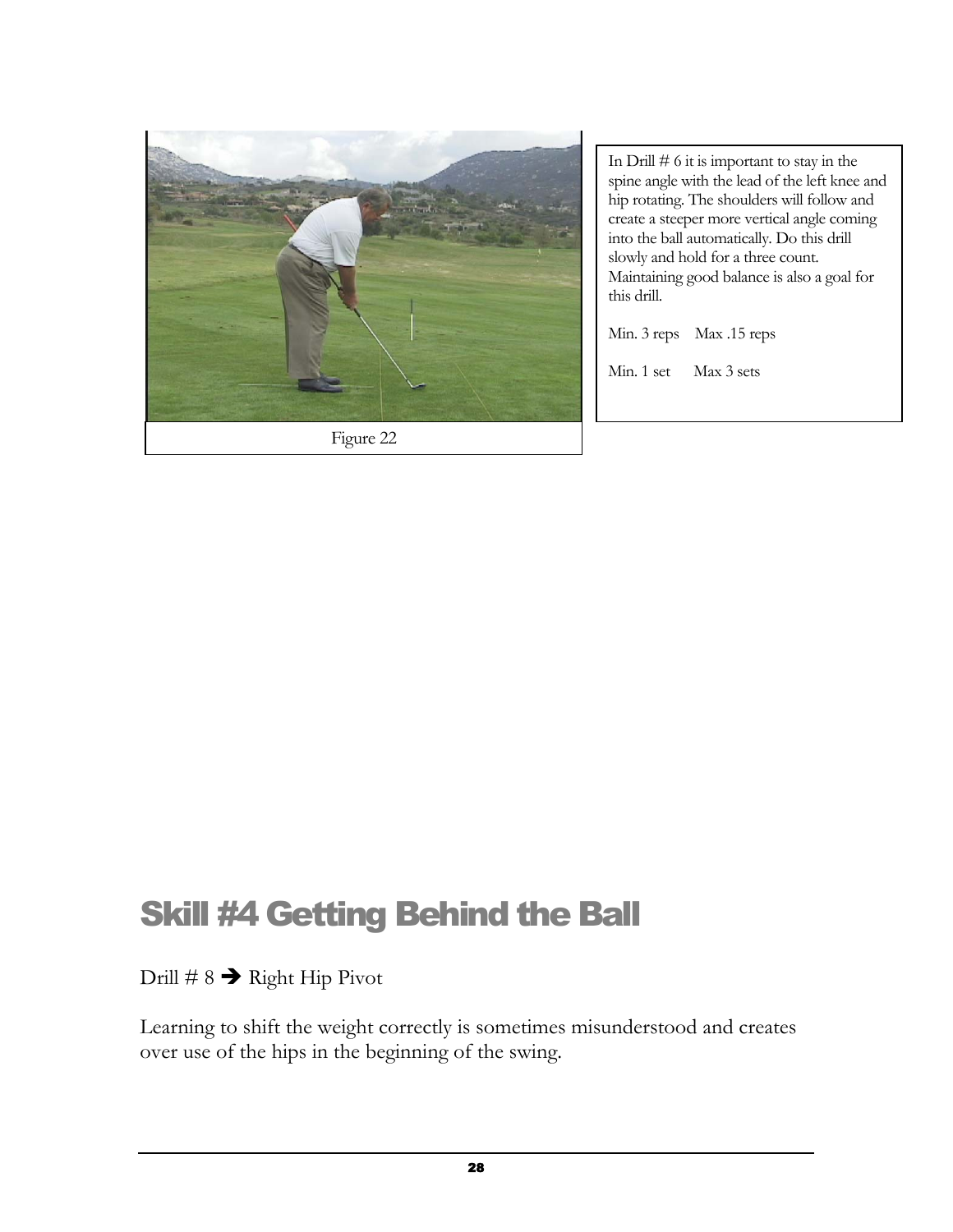Figure 22

In Drill # 6 it is important to stay in the spine angle with the lead of the left knee and hip rotating. The shoulders will follow and create a steeper more vertical angle coming into the ball automatically. Do this drill slowly and hold for a three count. Maintaining good balance is also a goal for this drill.

Min. 3 reps Max .15 reps

Min. 1 set Max 3 sets

# Skill #4 Getting Behind the Ball

Drill # 8 ➔ Right Hip Pivot

Learning to shift the weight correctly is sometimes misunderstood and creates over use of the hips in the beginning of the swing.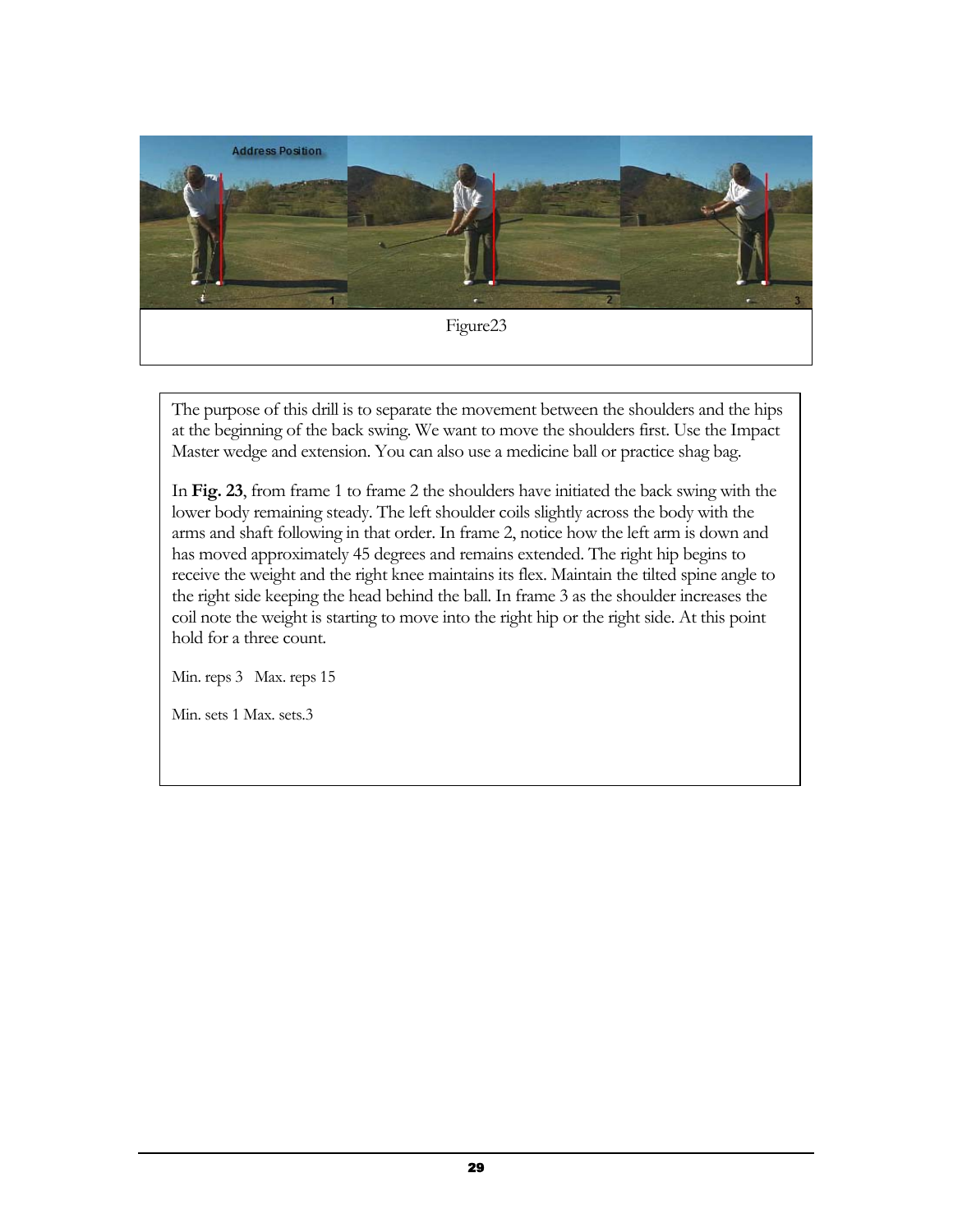Figure23

The purpose of this drill is to separate the movement between the shoulders and the hips at the beginning of the back swing. We want to move the shoulders first. Use the Impact Master wedge and extension. You can also use a medicine ball or practice shag bag.

In **Fig. 23**, from frame 1 to frame 2 the shoulders have initiated the back swing with the lower body remaining steady. The left shoulder coils slightly across the body with the arms and shaft following in that order. In frame 2, notice how the left arm is down and has moved approximately 45 degrees and remains extended. The right hip begins to receive the weight and the right knee maintains its flex. Maintain the tilted spine angle to the right side keeping the head behind the ball. In frame 3 as the shoulder increases the coil note the weight is starting to move into the right hip or the right side. At this point hold for a three count.

Min. reps 3   Max. reps 15

Min. sets 1 Max. sets.3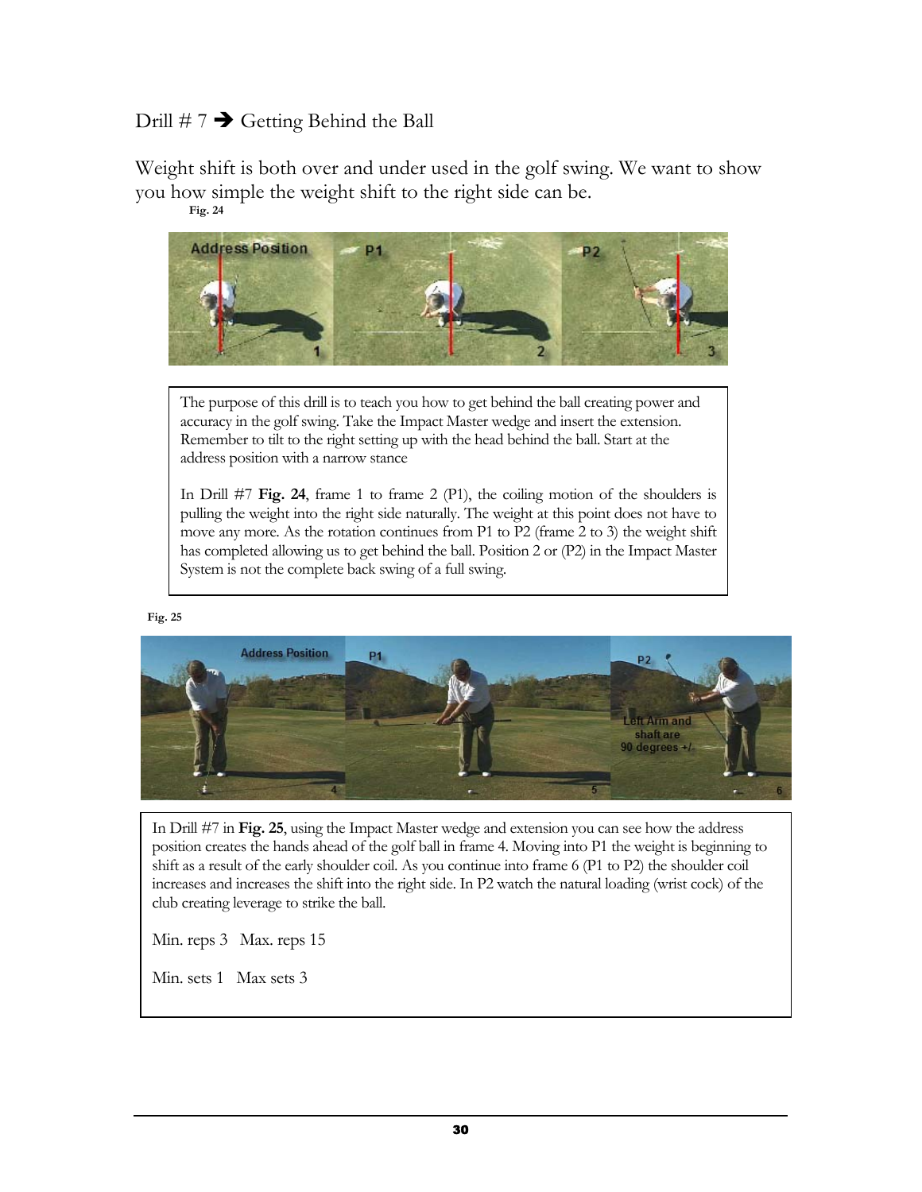Drill # 7 ➔ Getting Behind the Ball

Weight shift is both over and under used in the golf swing. We want to show you how simple the weight shift to the right side can be.

**Fig. 24**

The purpose of this drill is to teach you how to get behind the ball creating power and accuracy in the golf swing. Take the Impact Master wedge and insert the extension. Remember to tilt to the right setting up with the head behind the ball. Start at the address position with a narrow stance

In Drill #7 **Fig. 24**, frame 1 to frame 2 (P1), the coiling motion of the shoulders is pulling the weight into the right side naturally. The weight at this point does not have to move any more. As the rotation continues from P1 to P2 (frame 2 to 3) the weight shift has completed allowing us to get behind the ball. Position 2 or (P2) in the Impact Master System is not the complete back swing of a full swing.

**Fig. 25**

In Drill #7 in **Fig. 25**, using the Impact Master wedge and extension you can see how the address position creates the hands ahead of the golf ball in frame 4. Moving into P1 the weight is beginning to shift as a result of the early shoulder coil. As you continue into frame 6 (P1 to P2) the shoulder coil increases and increases the shift into the right side. In P2 watch the natural loading (wrist cock) of the club creating leverage to strike the ball.

Min. reps 3 Max. reps 15

Min. sets 1 Max sets 3